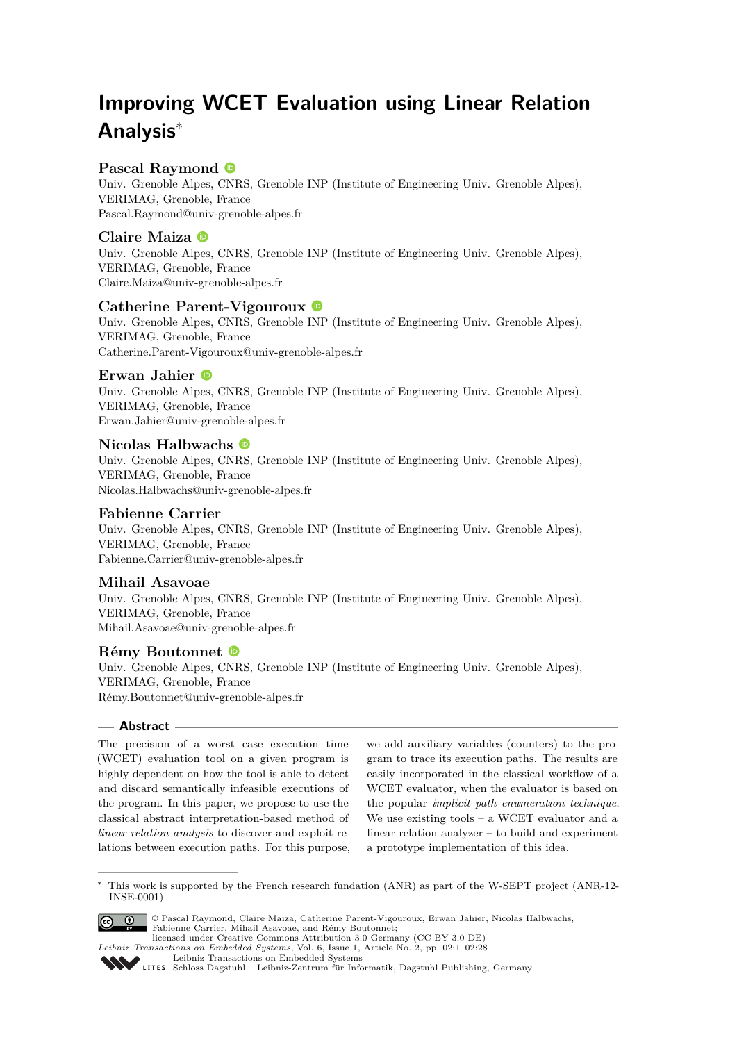# Improving WCET Evaluation using Linear Relation Analysis*

**Pascal Raymond**
Univ. Grenoble Alpes, CNRS, Grenoble INP (Institute of Engineering Univ. Grenoble Alpes), VERIMAG, Grenoble, France
Pascal.Raymond@univ-grenoble-alpes.fr

**Claire Maiza**
Univ. Grenoble Alpes, CNRS, Grenoble INP (Institute of Engineering Univ. Grenoble Alpes), VERIMAG, Grenoble, France
Claire.Maiza@univ-grenoble-alpes.fr

**Catherine Parent-Vigouroux**
Univ. Grenoble Alpes, CNRS, Grenoble INP (Institute of Engineering Univ. Grenoble Alpes), VERIMAG, Grenoble, France
Catherine.Parent-Vigouroux@univ-grenoble-alpes.fr

**Erwan Jahier**
Univ. Grenoble Alpes, CNRS, Grenoble INP (Institute of Engineering Univ. Grenoble Alpes), VERIMAG, Grenoble, France
Erwan.Jahier@univ-grenoble-alpes.fr

**Nicolas Halbwachs**
Univ. Grenoble Alpes, CNRS, Grenoble INP (Institute of Engineering Univ. Grenoble Alpes), VERIMAG, Grenoble, France
Nicolas.Halbwachs@univ-grenoble-alpes.fr

**Fabienne Carrier**
Univ. Grenoble Alpes, CNRS, Grenoble INP (Institute of Engineering Univ. Grenoble Alpes), VERIMAG, Grenoble, France
Fabienne.Carrier@univ-grenoble-alpes.fr

**Mihail Asavoae**
Univ. Grenoble Alpes, CNRS, Grenoble INP (Institute of Engineering Univ. Grenoble Alpes), VERIMAG, Grenoble, France
Mihail.Asavoae@univ-grenoble-alpes.fr

**Rémy Boutonnet**
Univ. Grenoble Alpes, CNRS, Grenoble INP (Institute of Engineering Univ. Grenoble Alpes), VERIMAG, Grenoble, France
Rémy.Boutonnet@univ-grenoble-alpes.fr

## Abstract

The precision of a worst case execution time (WCET) evaluation tool on a given program is highly dependent on how the tool is able to detect and discard semantically infeasible executions of the program. In this paper, we propose to use the classical abstract interpretation-based method of *linear relation analysis* to discover and exploit relations between execution paths. For this purpose, we add auxiliary variables (counters) to the program to trace its execution paths. The results are easily incorporated in the classical workflow of a WCET evaluator, when the evaluator is based on the popular *implicit path enumeration technique*. We use existing tools – a WCET evaluator and a linear relation analyzer – to build and experiment a prototype implementation of this idea.

---

* This work is supported by the French research fundation (ANR) as part of the W-SEPT project (ANR-12-INSE-0001)

© Pascal Raymond, Claire Maiza, Catherine Parent-Vigouroux, Erwan Jahier, Nicolas Halbwachs, Fabienne Carrier, Mihail Asavoae, and Rémy Boutonnet;
licensed under Creative Commons Attribution 3.0 Germany (CC BY 3.0 DE)
Leibniz Transactions on Embedded Systems, Vol. 6, Issue 1, Article No. 2, pp. 02:1–02:28
Leibniz Transactions on Embedded Systems
Schloss Dagstuhl – Leibniz-Zentrum für Informatik, Dagstuhl Publishing, Germany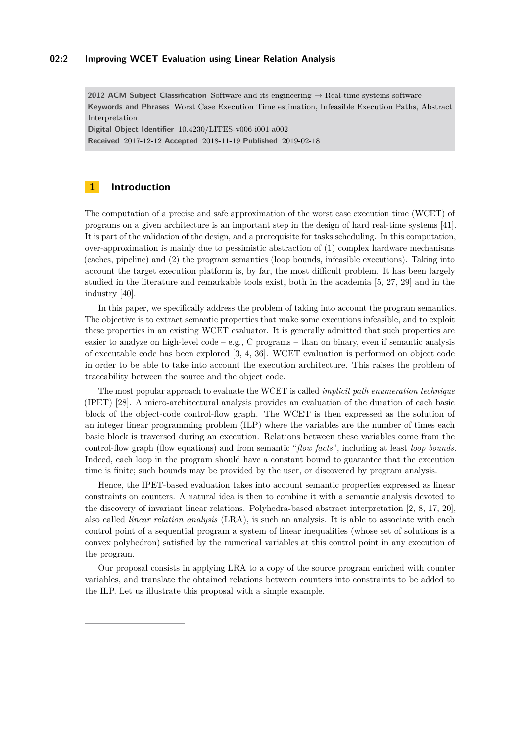**2012 ACM Subject Classification** Software and its engineering → Real-time systems software

**Keywords and Phrases** Worst Case Execution Time estimation, Infeasible Execution Paths, Abstract Interpretation

**Digital Object Identifier** 10.4230/LITES-v006-i001-a002

**Received** 2017-12-12 **Accepted** 2018-11-19 **Published** 2019-02-18

# 1 Introduction

The computation of a precise and safe approximation of the worst case execution time (WCET) of programs on a given architecture is an important step in the design of hard real-time systems [41]. It is part of the validation of the design, and a prerequisite for tasks scheduling. In this computation, over-approximation is mainly due to pessimistic abstraction of (1) complex hardware mechanisms (caches, pipeline) and (2) the program semantics (loop bounds, infeasible executions). Taking into account the target execution platform is, by far, the most difficult problem. It has been largely studied in the literature and remarkable tools exist, both in the academia [5, 27, 29] and in the industry [40].

In this paper, we specifically address the problem of taking into account the program semantics. The objective is to extract semantic properties that make some executions infeasible, and to exploit these properties in an existing WCET evaluator. It is generally admitted that such properties are easier to analyze on high-level code – e.g., C programs – than on binary, even if semantic analysis of executable code has been explored [3, 4, 36]. WCET evaluation is performed on object code in order to be able to take into account the execution architecture. This raises the problem of traceability between the source and the object code.

The most popular approach to evaluate the WCET is called *implicit path enumeration technique* (IPET) [28]. A micro-architectural analysis provides an evaluation of the duration of each basic block of the object-code control-flow graph. The WCET is then expressed as the solution of an integer linear programming problem (ILP) where the variables are the number of times each basic block is traversed during an execution. Relations between these variables come from the control-flow graph (flow equations) and from semantic "*flow facts*", including at least *loop bounds*. Indeed, each loop in the program should have a constant bound to guarantee that the execution time is finite; such bounds may be provided by the user, or discovered by program analysis.

Hence, the IPET-based evaluation takes into account semantic properties expressed as linear constraints on counters. A natural idea is then to combine it with a semantic analysis devoted to the discovery of invariant linear relations. Polyhedra-based abstract interpretation [2, 8, 17, 20], also called *linear relation analysis* (LRA), is such an analysis. It is able to associate with each control point of a sequential program a system of linear inequalities (whose set of solutions is a convex polyhedron) satisfied by the numerical variables at this control point in any execution of the program.

Our proposal consists in applying LRA to a copy of the source program enriched with counter variables, and translate the obtained relations between counters into constraints to be added to the ILP. Let us illustrate this proposal with a simple example.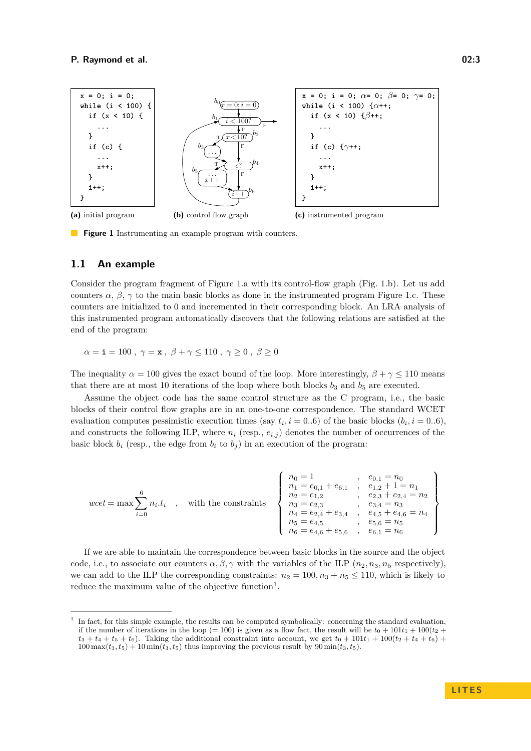```
x = 0; i = 0;
while (i < 100) {
  if (x < 10) {
    ...
  }
  if (c) {
    ...
    x++;
  }
  i++;
}
```

**(a)** initial program

**(b)** control flow graph

```
x = 0; i = 0; α= 0; β= 0; γ= 0;
while (i < 100) {α++;
  if (x < 10) {β++;
    ...
  }
  if (c) {γ++;
    ...
    x++;
  }
  i++;
}
```

**(c)** instrumented program

**Figure 1** Instrumenting an example program with counters.

## 1.1 An example

Consider the program fragment of Figure 1.a with its control-flow graph (Fig. 1.b). Let us add counters $\alpha$, $\beta$, $\gamma$ to the main basic blocks as done in the instrumented program Figure 1.c. These counters are initialized to 0 and incremented in their corresponding block. An LRA analysis of this instrumented program automatically discovers that the following relations are satisfied at the end of the program:

$$\alpha = \mathtt{i} = 100\ ,\ \gamma = \mathtt{x}\ ,\ \beta + \gamma \leq 110\ ,\ \gamma \geq 0\ ,\ \beta \geq 0$$

The inequality $\alpha = 100$ gives the exact bound of the loop. More interestingly, $\beta + \gamma \leq 110$ means that there are at most 10 iterations of the loop where both blocks $b_3$ and $b_5$ are executed.

Assume the object code has the same control structure as the C program, i.e., the basic blocks of their control flow graphs are in an one-to-one correspondence. The standard WCET evaluation computes pessimistic execution times (say $t_i, i = 0..6$) of the basic blocks ($b_i, i = 0..6$), and constructs the following ILP, where $n_i$ (resp., $e_{i,j}$) denotes the number of occurrences of the basic block $b_i$ (resp., the edge from $b_i$ to $b_j$) in an execution of the program:

$$wcet = \max \sum_{i=0}^{6} n_i.t_i \quad , \quad \text{with the constraints} \quad \left\{ \begin{array}{lcl} n_0 = 1 & , & e_{0,1} = n_0 \\ n_1 = e_{0,1} + e_{6,1} & , & e_{1,2} + 1 = n_1 \\ n_2 = e_{1,2} & , & e_{2,3} + e_{2,4} = n_2 \\ n_3 = e_{2,3} & , & e_{3,4} = n_3 \\ n_4 = e_{2,4} + e_{3,4} & , & e_{4,5} + e_{4,6} = n_4 \\ n_5 = e_{4,5} & , & e_{5,6} = n_5 \\ n_6 = e_{4,6} + e_{5,6} & , & e_{6,1} = n_6 \end{array} \right\}$$

If we are able to maintain the correspondence between basic blocks in the source and the object code, i.e., to associate our counters $\alpha, \beta, \gamma$ with the variables of the ILP ($n_2, n_3, n_5$ respectively), we can add to the ILP the corresponding constraints: $n_2 = 100, n_3 + n_5 \leq 110$, which is likely to reduce the maximum value of the objective function[1].

[1] In fact, for this simple example, the results can be computed symbolically: concerning the standard evaluation, if the number of iterations in the loop (= 100) is given as a flow fact, the result will be $t_0 + 101t_1 + 100(t_2 + t_3 + t_4 + t_5 + t_6)$. Taking the additional constraint into account, we get $t_0 + 101t_1 + 100(t_2 + t_4 + t_6) + 100 \max(t_3, t_5) + 10 \min(t_3, t_5)$ thus improving the previous result by $90 \min(t_3, t_5)$.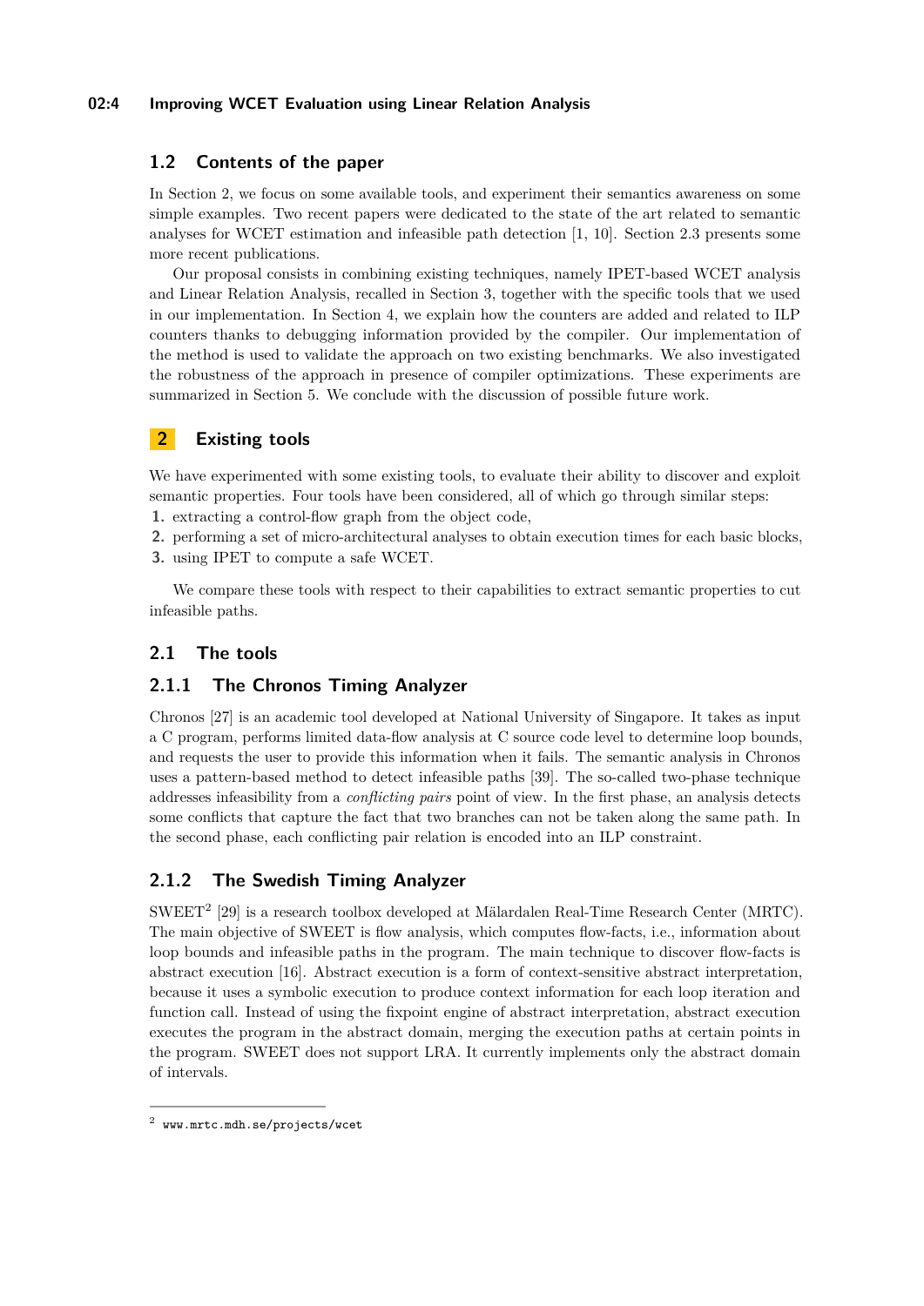### 1.2 Contents of the paper

In Section 2, we focus on some available tools, and experiment their semantics awareness on some simple examples. Two recent papers were dedicated to the state of the art related to semantic analyses for WCET estimation and infeasible path detection [1, 10]. Section 2.3 presents some more recent publications.

Our proposal consists in combining existing techniques, namely IPET-based WCET analysis and Linear Relation Analysis, recalled in Section 3, together with the specific tools that we used in our implementation. In Section 4, we explain how the counters are added and related to ILP counters thanks to debugging information provided by the compiler. Our implementation of the method is used to validate the approach on two existing benchmarks. We also investigated the robustness of the approach in presence of compiler optimizations. These experiments are summarized in Section 5. We conclude with the discussion of possible future work.

## 2 Existing tools

We have experimented with some existing tools, to evaluate their ability to discover and exploit semantic properties. Four tools have been considered, all of which go through similar steps:

1. extracting a control-flow graph from the object code,
2. performing a set of micro-architectural analyses to obtain execution times for each basic blocks,
3. using IPET to compute a safe WCET.

We compare these tools with respect to their capabilities to extract semantic properties to cut infeasible paths.

### 2.1 The tools

#### 2.1.1 The Chronos Timing Analyzer

Chronos [27] is an academic tool developed at National University of Singapore. It takes as input a C program, performs limited data-flow analysis at C source code level to determine loop bounds, and requests the user to provide this information when it fails. The semantic analysis in Chronos uses a pattern-based method to detect infeasible paths [39]. The so-called two-phase technique addresses infeasibility from a *conflicting pairs* point of view. In the first phase, an analysis detects some conflicts that capture the fact that two branches can not be taken along the same path. In the second phase, each conflicting pair relation is encoded into an ILP constraint.

#### 2.1.2 The Swedish Timing Analyzer

SWEET[2] [29] is a research toolbox developed at Mälardalen Real-Time Research Center (MRTC). The main objective of SWEET is flow analysis, which computes flow-facts, i.e., information about loop bounds and infeasible paths in the program. The main technique to discover flow-facts is abstract execution [16]. Abstract execution is a form of context-sensitive abstract interpretation, because it uses a symbolic execution to produce context information for each loop iteration and function call. Instead of using the fixpoint engine of abstract interpretation, abstract execution executes the program in the abstract domain, merging the execution paths at certain points in the program. SWEET does not support LRA. It currently implements only the abstract domain of intervals.

[2] www.mrtc.mdh.se/projects/wcet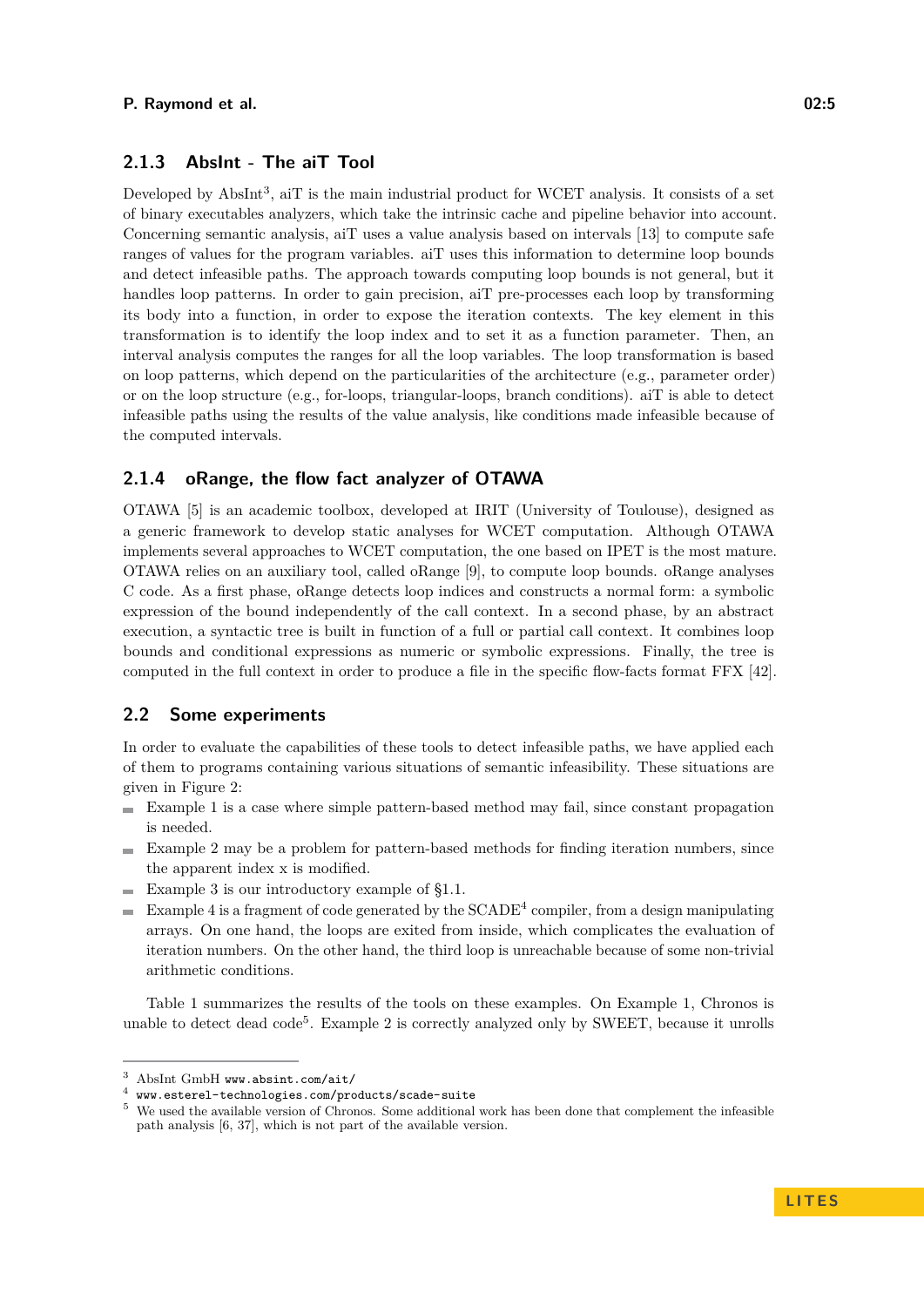### 2.1.3 AbsInt - The aiT Tool

Developed by AbsInt[3], aiT is the main industrial product for WCET analysis. It consists of a set of binary executables analyzers, which take the intrinsic cache and pipeline behavior into account. Concerning semantic analysis, aiT uses a value analysis based on intervals [13] to compute safe ranges of values for the program variables. aiT uses this information to determine loop bounds and detect infeasible paths. The approach towards computing loop bounds is not general, but it handles loop patterns. In order to gain precision, aiT pre-processes each loop by transforming its body into a function, in order to expose the iteration contexts. The key element in this transformation is to identify the loop index and to set it as a function parameter. Then, an interval analysis computes the ranges for all the loop variables. The loop transformation is based on loop patterns, which depend on the particularities of the architecture (e.g., parameter order) or on the loop structure (e.g., for-loops, triangular-loops, branch conditions). aiT is able to detect infeasible paths using the results of the value analysis, like conditions made infeasible because of the computed intervals.

### 2.1.4 oRange, the flow fact analyzer of OTAWA

OTAWA [5] is an academic toolbox, developed at IRIT (University of Toulouse), designed as a generic framework to develop static analyses for WCET computation. Although OTAWA implements several approaches to WCET computation, the one based on IPET is the most mature. OTAWA relies on an auxiliary tool, called oRange [9], to compute loop bounds. oRange analyses C code. As a first phase, oRange detects loop indices and constructs a normal form: a symbolic expression of the bound independently of the call context. In a second phase, by an abstract execution, a syntactic tree is built in function of a full or partial call context. It combines loop bounds and conditional expressions as numeric or symbolic expressions. Finally, the tree is computed in the full context in order to produce a file in the specific flow-facts format FFX [42].

## 2.2 Some experiments

In order to evaluate the capabilities of these tools to detect infeasible paths, we have applied each of them to programs containing various situations of semantic infeasibility. These situations are given in Figure 2:

- Example 1 is a case where simple pattern-based method may fail, since constant propagation is needed.
- Example 2 may be a problem for pattern-based methods for finding iteration numbers, since the apparent index x is modified.
- Example 3 is our introductory example of §1.1.
- Example 4 is a fragment of code generated by the SCADE[4] compiler, from a design manipulating arrays. On one hand, the loops are exited from inside, which complicates the evaluation of iteration numbers. On the other hand, the third loop is unreachable because of some non-trivial arithmetic conditions.

Table 1 summarizes the results of the tools on these examples. On Example 1, Chronos is unable to detect dead code[5]. Example 2 is correctly analyzed only by SWEET, because it unrolls

---

[3] AbsInt GmbH `www.absint.com/ait/`

[4] `www.esterel-technologies.com/products/scade-suite`

[5] We used the available version of Chronos. Some additional work has been done that complement the infeasible path analysis [6, 37], which is not part of the available version.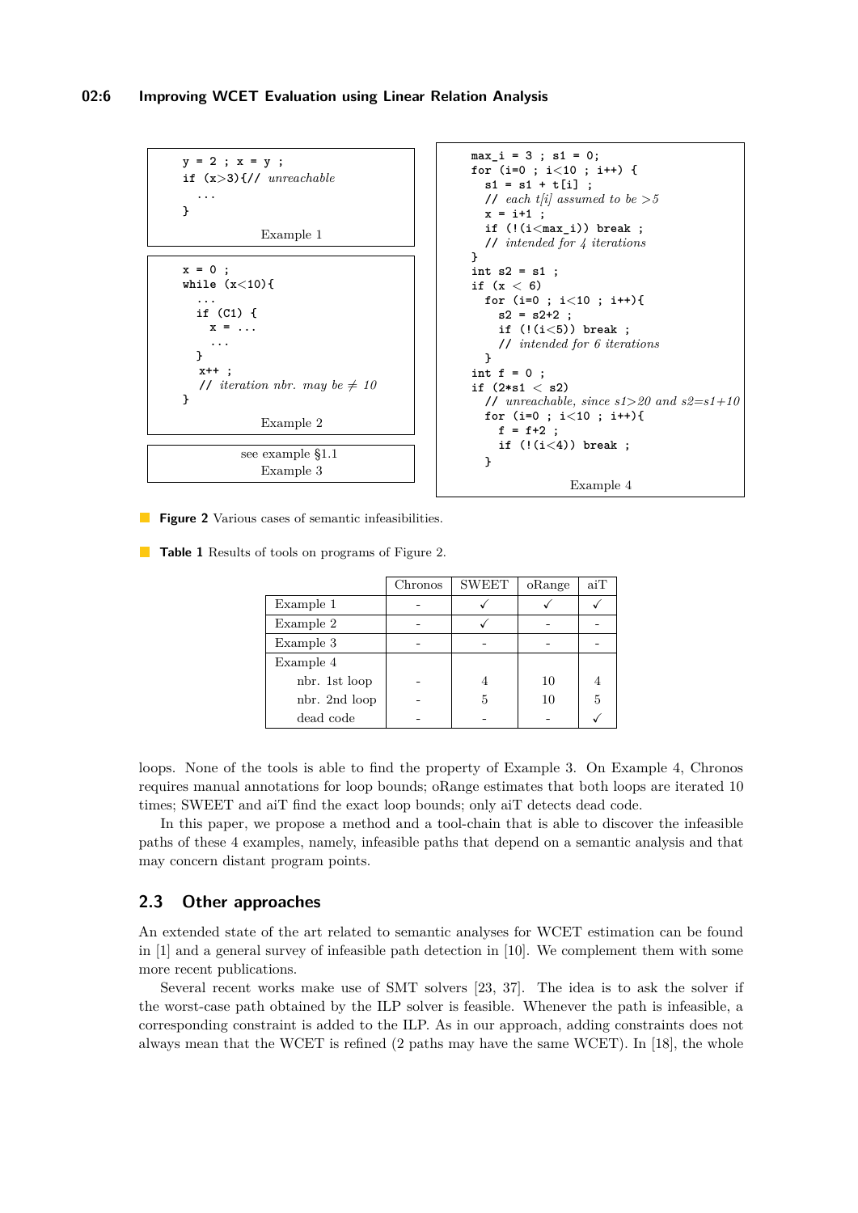```
y = 2 ; x = y ;
if (x>3){// unreachable
  ...
}
```
Example 1

```
x = 0 ;
while (x<10){
  ...
  if (C1) {
    x = ...
    ...
  }
  x++ ;
  // iteration nbr. may be ≠ 10
}
```
Example 2

see example §1.1
Example 3

```
max_i = 3 ; s1 = 0;
for (i=0 ; i<10 ; i++) {
  s1 = s1 + t[i] ;
  // each t[i] assumed to be >5
  x = i+1 ;
  if (!(i<max_i)) break ;
  // intended for 4 iterations
}
int s2 = s1 ;
if (x < 6)
  for (i=0 ; i<10 ; i++){
    s2 = s2+2 ;
    if (!(i<5)) break ;
    // intended for 6 iterations
  }
int f = 0 ;
if (2*s1 < s2)
  // unreachable, since s1>20 and s2=s1+10
  for (i=0 ; i<10 ; i++){
    f = f+2 ;
    if (!(i<4)) break ;
  }
```
Example 4

**Figure 2** Various cases of semantic infeasibilities.

**Table 1** Results of tools on programs of Figure 2.

| | Chronos | SWEET | oRange | aiT |
|---|---|---|---|---|
| Example 1 | - | ✓ | ✓ | ✓ |
| Example 2 | - | ✓ | - | - |
| Example 3 | - | - | - | - |
| Example 4 | | | | |
| nbr. 1st loop | - | 4 | 10 | 4 |
| nbr. 2nd loop | - | 5 | 10 | 5 |
| dead code | - | - | - | ✓ |

loops. None of the tools is able to find the property of Example 3. On Example 4, Chronos requires manual annotations for loop bounds; oRange estimates that both loops are iterated 10 times; SWEET and aiT find the exact loop bounds; only aiT detects dead code.

In this paper, we propose a method and a tool-chain that is able to discover the infeasible paths of these 4 examples, namely, infeasible paths that depend on a semantic analysis and that may concern distant program points.

## 2.3 Other approaches

An extended state of the art related to semantic analyses for WCET estimation can be found in [1] and a general survey of infeasible path detection in [10]. We complement them with some more recent publications.

Several recent works make use of SMT solvers [23, 37]. The idea is to ask the solver if the worst-case path obtained by the ILP solver is feasible. Whenever the path is infeasible, a corresponding constraint is added to the ILP. As in our approach, adding constraints does not always mean that the WCET is refined (2 paths may have the same WCET). In [18], the whole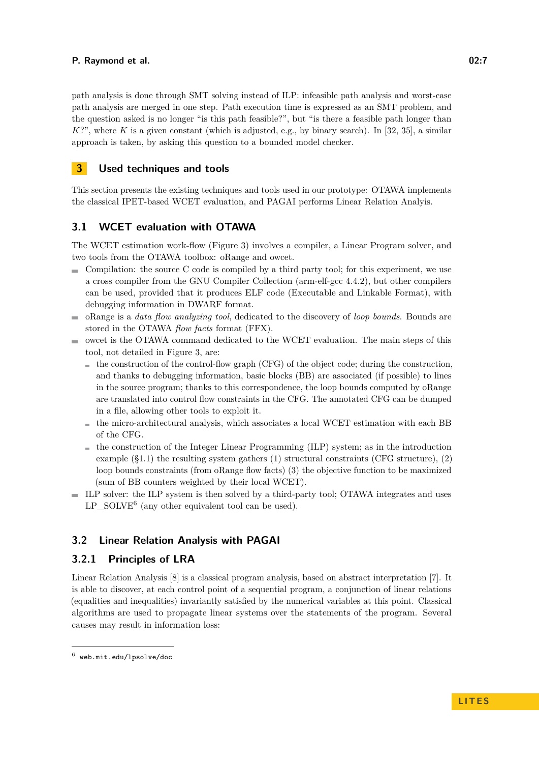path analysis is done through SMT solving instead of ILP: infeasible path analysis and worst-case path analysis are merged in one step. Path execution time is expressed as an SMT problem, and the question asked is no longer "is this path feasible?", but "is there a feasible path longer than $K$?", where $K$ is a given constant (which is adjusted, e.g., by binary search). In [32, 35], a similar approach is taken, by asking this question to a bounded model checker.

## 3 Used techniques and tools

This section presents the existing techniques and tools used in our prototype: OTAWA implements the classical IPET-based WCET evaluation, and PAGAI performs Linear Relation Analyis.

### 3.1 WCET evaluation with OTAWA

The WCET estimation work-flow (Figure 3) involves a compiler, a Linear Program solver, and two tools from the OTAWA toolbox: oRange and owcet.

- Compilation: the source C code is compiled by a third party tool; for this experiment, we use a cross compiler from the GNU Compiler Collection (arm-elf-gcc 4.4.2), but other compilers can be used, provided that it produces ELF code (Executable and Linkable Format), with debugging information in DWARF format.
- oRange is a *data flow analyzing tool*, dedicated to the discovery of *loop bounds*. Bounds are stored in the OTAWA *flow facts* format (FFX).
- owcet is the OTAWA command dedicated to the WCET evaluation. The main steps of this tool, not detailed in Figure 3, are:
  - the construction of the control-flow graph (CFG) of the object code; during the construction, and thanks to debugging information, basic blocks (BB) are associated (if possible) to lines in the source program; thanks to this correspondence, the loop bounds computed by oRange are translated into control flow constraints in the CFG. The annotated CFG can be dumped in a file, allowing other tools to exploit it.
  - the micro-architectural analysis, which associates a local WCET estimation with each BB of the CFG.
  - the construction of the Integer Linear Programming (ILP) system; as in the introduction example (§1.1) the resulting system gathers (1) structural constraints (CFG structure), (2) loop bounds constraints (from oRange flow facts) (3) the objective function to be maximized (sum of BB counters weighted by their local WCET).
- ILP solver: the ILP system is then solved by a third-party tool; OTAWA integrates and uses LP_SOLVE[6] (any other equivalent tool can be used).

### 3.2 Linear Relation Analysis with PAGAI

#### 3.2.1 Principles of LRA

Linear Relation Analysis [8] is a classical program analysis, based on abstract interpretation [7]. It is able to discover, at each control point of a sequential program, a conjunction of linear relations (equalities and inequalities) invariantly satisfied by the numerical variables at this point. Classical algorithms are used to propagate linear systems over the statements of the program. Several causes may result in information loss:

[6] web.mit.edu/lpsolve/doc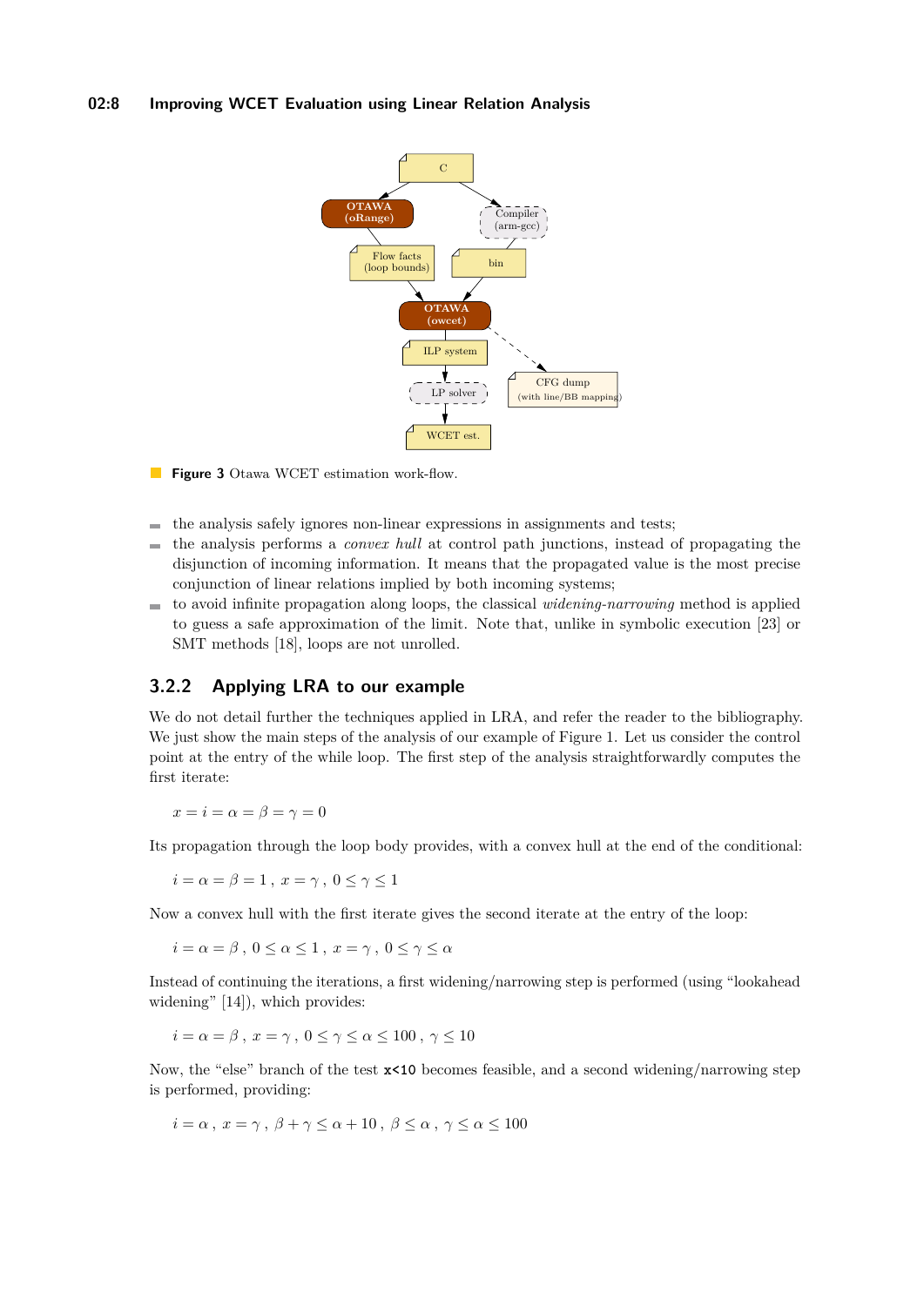**Figure 3** Otawa WCET estimation work-flow.

- the analysis safely ignores non-linear expressions in assignments and tests;
- the analysis performs a *convex hull* at control path junctions, instead of propagating the disjunction of incoming information. It means that the propagated value is the most precise conjunction of linear relations implied by both incoming systems;
- to avoid infinite propagation along loops, the classical *widening-narrowing* method is applied to guess a safe approximation of the limit. Note that, unlike in symbolic execution [23] or SMT methods [18], loops are not unrolled.

### 3.2.2 Applying LRA to our example

We do not detail further the techniques applied in LRA, and refer the reader to the bibliography. We just show the main steps of the analysis of our example of Figure 1. Let us consider the control point at the entry of the while loop. The first step of the analysis straightforwardly computes the first iterate:

$$x = i = \alpha = \beta = \gamma = 0$$

Its propagation through the loop body provides, with a convex hull at the end of the conditional:

$$i = \alpha = \beta = 1\,,\; x = \gamma\,,\; 0 \leq \gamma \leq 1$$

Now a convex hull with the first iterate gives the second iterate at the entry of the loop:

$$i = \alpha = \beta\,,\; 0 \leq \alpha \leq 1\,,\; x = \gamma\,,\; 0 \leq \gamma \leq \alpha$$

Instead of continuing the iterations, a first widening/narrowing step is performed (using "lookahead widening" [14]), which provides:

$$i = \alpha = \beta\,,\; x = \gamma\,,\; 0 \leq \gamma \leq \alpha \leq 100\,,\; \gamma \leq 10$$

Now, the "else" branch of the test `x<10` becomes feasible, and a second widening/narrowing step is performed, providing:

$$i = \alpha\,,\; x = \gamma\,,\; \beta + \gamma \leq \alpha + 10\,,\; \beta \leq \alpha\,,\; \gamma \leq \alpha \leq 100$$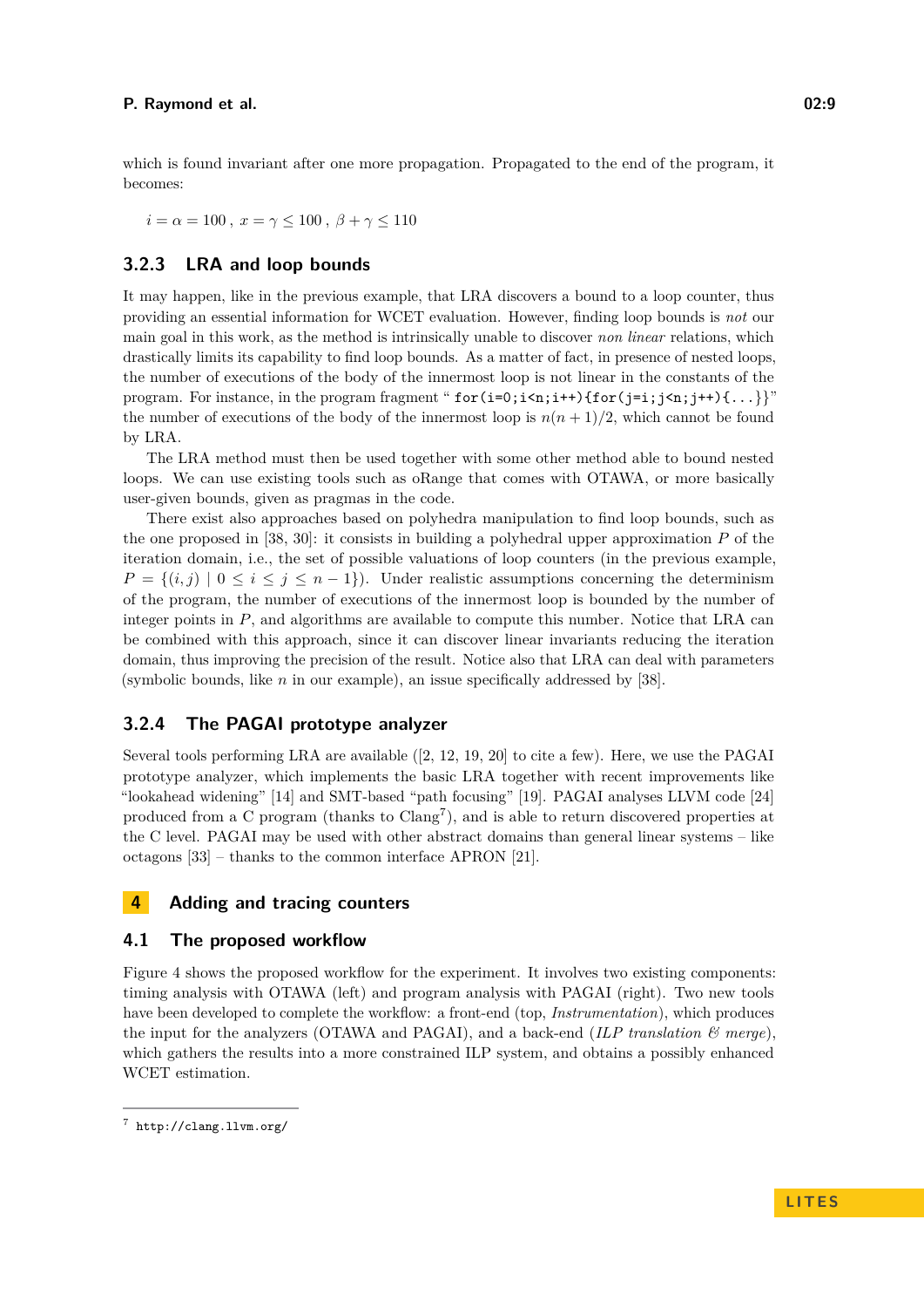which is found invariant after one more propagation. Propagated to the end of the program, it becomes:

$i = \alpha = 100\,,\; x = \gamma \leq 100\,,\; \beta + \gamma \leq 110$

### 3.2.3 LRA and loop bounds

It may happen, like in the previous example, that LRA discovers a bound to a loop counter, thus providing an essential information for WCET evaluation. However, finding loop bounds is *not* our main goal in this work, as the method is intrinsically unable to discover *non linear* relations, which drastically limits its capability to find loop bounds. As a matter of fact, in presence of nested loops, the number of executions of the body of the innermost loop is not linear in the constants of the program. For instance, in the program fragment "`for(i=0;i<n;i++){for(j=i;j<n;j++){...}}`" the number of executions of the body of the innermost loop is $n(n+1)/2$, which cannot be found by LRA.

The LRA method must then be used together with some other method able to bound nested loops. We can use existing tools such as oRange that comes with OTAWA, or more basically user-given bounds, given as pragmas in the code.

There exist also approaches based on polyhedra manipulation to find loop bounds, such as the one proposed in [38, 30]: it consists in building a polyhedral upper approximation $P$ of the iteration domain, i.e., the set of possible valuations of loop counters (in the previous example, $P = \{(i,j) \mid 0 \leq i \leq j \leq n-1\}$). Under realistic assumptions concerning the determinism of the program, the number of executions of the innermost loop is bounded by the number of integer points in $P$, and algorithms are available to compute this number. Notice that LRA can be combined with this approach, since it can discover linear invariants reducing the iteration domain, thus improving the precision of the result. Notice also that LRA can deal with parameters (symbolic bounds, like $n$ in our example), an issue specifically addressed by [38].

### 3.2.4 The PAGAI prototype analyzer

Several tools performing LRA are available ([2, 12, 19, 20] to cite a few). Here, we use the PAGAI prototype analyzer, which implements the basic LRA together with recent improvements like "lookahead widening" [14] and SMT-based "path focusing" [19]. PAGAI analyses LLVM code [24] produced from a C program (thanks to Clang[7]), and is able to return discovered properties at the C level. PAGAI may be used with other abstract domains than general linear systems – like octagons [33] – thanks to the common interface APRON [21].

# 4 Adding and tracing counters

## 4.1 The proposed workflow

Figure 4 shows the proposed workflow for the experiment. It involves two existing components: timing analysis with OTAWA (left) and program analysis with PAGAI (right). Two new tools have been developed to complete the workflow: a front-end (top, *Instrumentation*), which produces the input for the analyzers (OTAWA and PAGAI), and a back-end (*ILP translation & merge*), which gathers the results into a more constrained ILP system, and obtains a possibly enhanced WCET estimation.

[7] `http://clang.llvm.org/`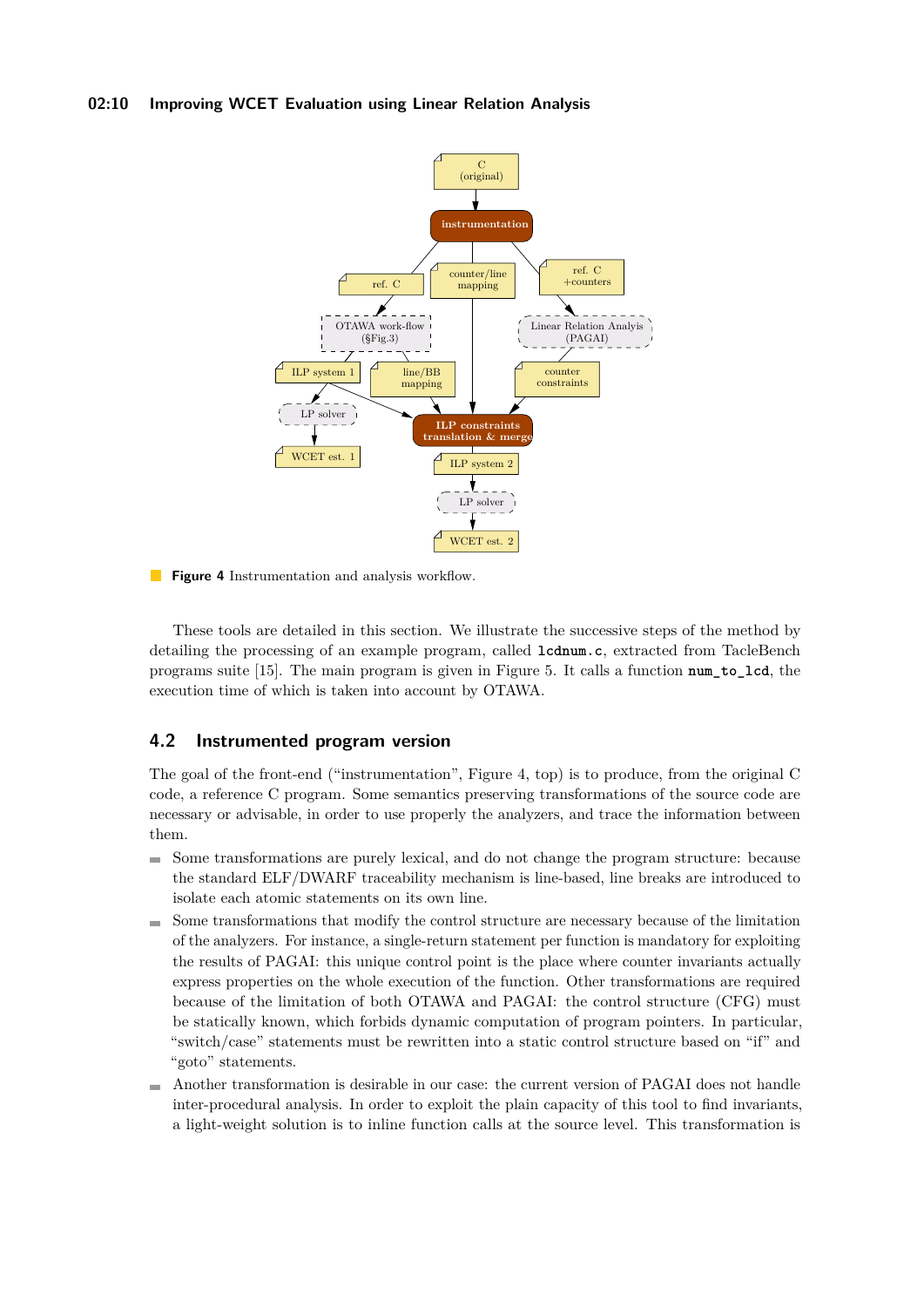**Figure 4** Instrumentation and analysis workflow.

These tools are detailed in this section. We illustrate the successive steps of the method by detailing the processing of an example program, called **lcdnum.c**, extracted from TacleBench programs suite [15]. The main program is given in Figure 5. It calls a function **num_to_lcd**, the execution time of which is taken into account by OTAWA.

## 4.2 Instrumented program version

The goal of the front-end ("instrumentation", Figure 4, top) is to produce, from the original C code, a reference C program. Some semantics preserving transformations of the source code are necessary or advisable, in order to use properly the analyzers, and trace the information between them.

- Some transformations are purely lexical, and do not change the program structure: because the standard ELF/DWARF traceability mechanism is line-based, line breaks are introduced to isolate each atomic statements on its own line.
- Some transformations that modify the control structure are necessary because of the limitation of the analyzers. For instance, a single-return statement per function is mandatory for exploiting the results of PAGAI: this unique control point is the place where counter invariants actually express properties on the whole execution of the function. Other transformations are required because of the limitation of both OTAWA and PAGAI: the control structure (CFG) must be statically known, which forbids dynamic computation of program pointers. In particular, "switch/case" statements must be rewritten into a static control structure based on "if" and "goto" statements.
- Another transformation is desirable in our case: the current version of PAGAI does not handle inter-procedural analysis. In order to exploit the plain capacity of this tool to find invariants, a light-weight solution is to inline function calls at the source level. This transformation is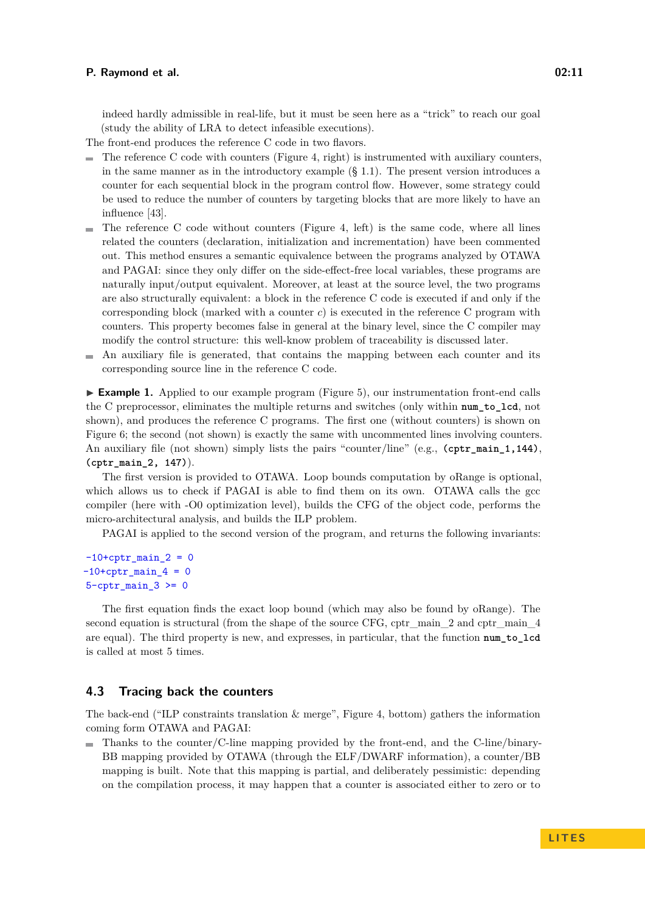indeed hardly admissible in real-life, but it must be seen here as a "trick" to reach our goal (study the ability of LRA to detect infeasible executions).

The front-end produces the reference C code in two flavors.

- The reference C code with counters (Figure 4, right) is instrumented with auxiliary counters, in the same manner as in the introductory example (§ 1.1). The present version introduces a counter for each sequential block in the program control flow. However, some strategy could be used to reduce the number of counters by targeting blocks that are more likely to have an influence [43].
- The reference C code without counters (Figure 4, left) is the same code, where all lines related the counters (declaration, initialization and incrementation) have been commented out. This method ensures a semantic equivalence between the programs analyzed by OTAWA and PAGAI: since they only differ on the side-effect-free local variables, these programs are naturally input/output equivalent. Moreover, at least at the source level, the two programs are also structurally equivalent: a block in the reference C code is executed if and only if the corresponding block (marked with a counter $c$) is executed in the reference C program with counters. This property becomes false in general at the binary level, since the C compiler may modify the control structure: this well-know problem of traceability is discussed later.
- An auxiliary file is generated, that contains the mapping between each counter and its corresponding source line in the reference C code.

▶ **Example 1.** Applied to our example program (Figure 5), our instrumentation front-end calls the C preprocessor, eliminates the multiple returns and switches (only within **num_to_lcd**, not shown), and produces the reference C programs. The first one (without counters) is shown on Figure 6; the second (not shown) is exactly the same with uncommented lines involving counters. An auxiliary file (not shown) simply lists the pairs "counter/line" (e.g., **(cptr_main_1,144)**, **(cptr_main_2, 147)**).

The first version is provided to OTAWA. Loop bounds computation by oRange is optional, which allows us to check if PAGAI is able to find them on its own. OTAWA calls the gcc compiler (here with -O0 optimization level), builds the CFG of the object code, performs the micro-architectural analysis, and builds the ILP problem.

PAGAI is applied to the second version of the program, and returns the following invariants:

```
-10+cptr_main_2 = 0
-10+cptr_main_4 = 0
5-cptr_main_3 >= 0
```

The first equation finds the exact loop bound (which may also be found by oRange). The second equation is structural (from the shape of the source CFG, cptr_main_2 and cptr_main_4 are equal). The third property is new, and expresses, in particular, that the function **num_to_lcd** is called at most 5 times.

## 4.3 Tracing back the counters

The back-end ("ILP constraints translation & merge", Figure 4, bottom) gathers the information coming form OTAWA and PAGAI:

- Thanks to the counter/C-line mapping provided by the front-end, and the C-line/binary-BB mapping provided by OTAWA (through the ELF/DWARF information), a counter/BB mapping is built. Note that this mapping is partial, and deliberately pessimistic: depending on the compilation process, it may happen that a counter is associated either to zero or to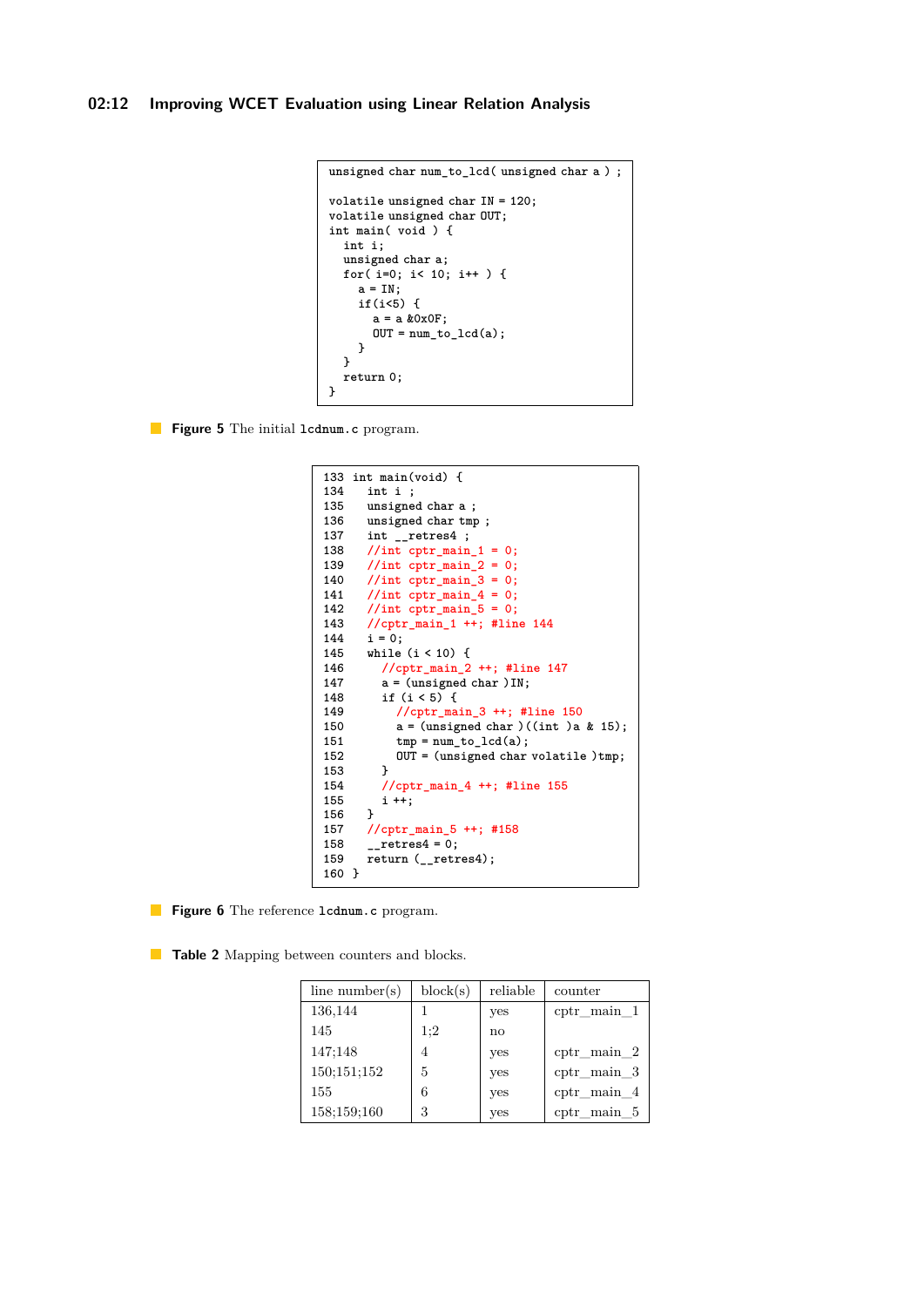```
unsigned char num_to_lcd( unsigned char a ) ;

volatile unsigned char IN = 120;
volatile unsigned char OUT;
int main( void ) {
  int i;
  unsigned char a;
  for( i=0; i< 10; i++ ) {
    a = IN;
    if(i<5) {
      a = a &0x0F;
      OUT = num_to_lcd(a);
    }
  }
  return 0;
}
```

**Figure 5** The initial `lcdnum.c` program.

```
133 int main(void) {
134   int i ;
135   unsigned char a ;
136   unsigned char tmp ;
137   int __retres4 ;
138   //int cptr_main_1 = 0;
139   //int cptr_main_2 = 0;
140   //int cptr_main_3 = 0;
141   //int cptr_main_4 = 0;
142   //int cptr_main_5 = 0;
143   //cptr_main_1 ++; #line 144
144   i = 0;
145   while (i < 10) {
146     //cptr_main_2 ++; #line 147
147     a = (unsigned char )IN;
148     if (i < 5) {
149       //cptr_main_3 ++; #line 150
150       a = (unsigned char )((int )a & 15);
151       tmp = num_to_lcd(a);
152       OUT = (unsigned char volatile )tmp;
153     }
154     //cptr_main_4 ++; #line 155
155     i ++;
156   }
157   //cptr_main_5 ++; #158
158   __retres4 = 0;
159   return (__retres4);
160 }
```

**Figure 6** The reference `lcdnum.c` program.

**Table 2** Mapping between counters and blocks.

| line number(s) | block(s) | reliable | counter |
|---|---|---|---|
| 136,144 | 1 | yes | cptr_main_1 |
| 145 | 1;2 | no | |
| 147;148 | 4 | yes | cptr_main_2 |
| 150;151;152 | 5 | yes | cptr_main_3 |
| 155 | 6 | yes | cptr_main_4 |
| 158;159;160 | 3 | yes | cptr_main_5 |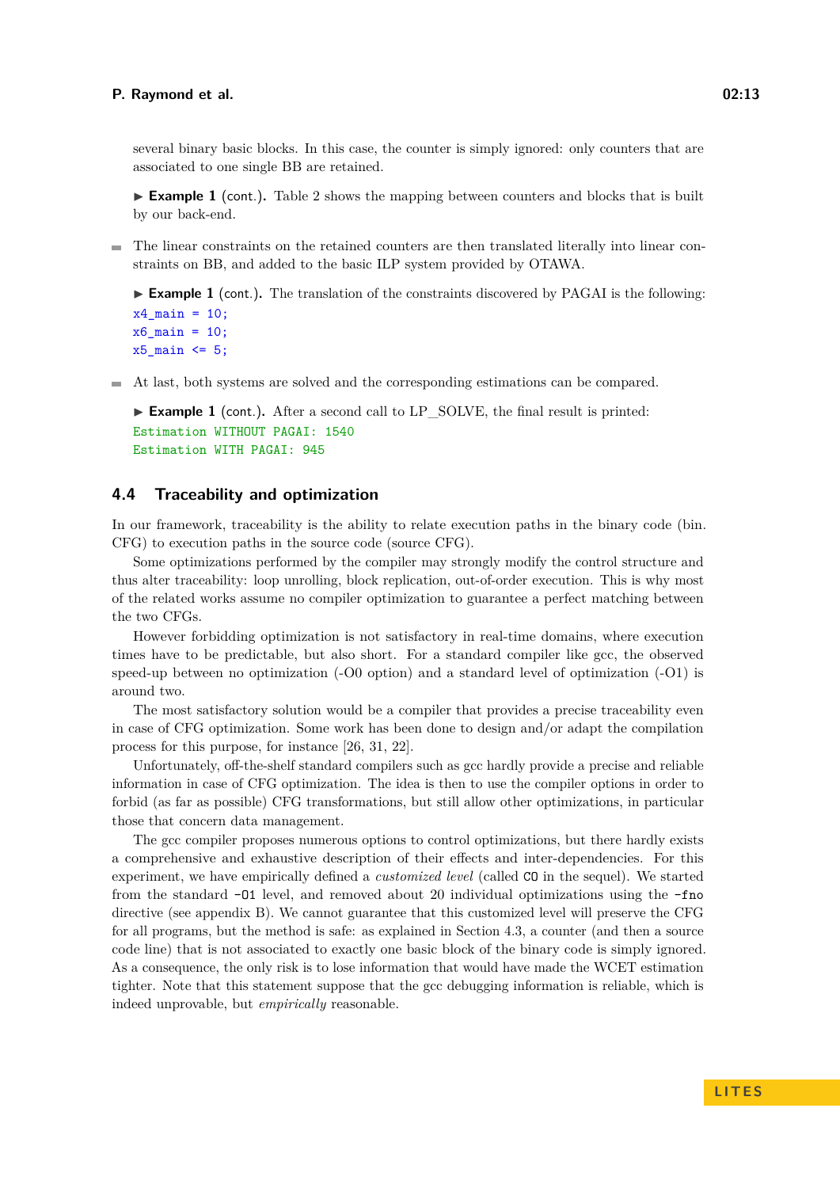several binary basic blocks. In this case, the counter is simply ignored: only counters that are associated to one single BB are retained.

▶ **Example 1** (cont.). Table 2 shows the mapping between counters and blocks that is built by our back-end.

- The linear constraints on the retained counters are then translated literally into linear constraints on BB, and added to the basic ILP system provided by OTAWA.

▶ **Example 1** (cont.). The translation of the constraints discovered by PAGAI is the following:

```
x4_main = 10;
x6_main = 10;
x5_main <= 5;
```

- At last, both systems are solved and the corresponding estimations can be compared.

▶ **Example 1** (cont.). After a second call to LP_SOLVE, the final result is printed:

```
Estimation WITHOUT PAGAI: 1540
Estimation WITH PAGAI: 945
```

## 4.4 Traceability and optimization

In our framework, traceability is the ability to relate execution paths in the binary code (bin. CFG) to execution paths in the source code (source CFG).

Some optimizations performed by the compiler may strongly modify the control structure and thus alter traceability: loop unrolling, block replication, out-of-order execution. This is why most of the related works assume no compiler optimization to guarantee a perfect matching between the two CFGs.

However forbidding optimization is not satisfactory in real-time domains, where execution times have to be predictable, but also short. For a standard compiler like gcc, the observed speed-up between no optimization (-O0 option) and a standard level of optimization (-O1) is around two.

The most satisfactory solution would be a compiler that provides a precise traceability even in case of CFG optimization. Some work has been done to design and/or adapt the compilation process for this purpose, for instance [26, 31, 22].

Unfortunately, off-the-shelf standard compilers such as gcc hardly provide a precise and reliable information in case of CFG optimization. The idea is then to use the compiler options in order to forbid (as far as possible) CFG transformations, but still allow other optimizations, in particular those that concern data management.

The gcc compiler proposes numerous options to control optimizations, but there hardly exists a comprehensive and exhaustive description of their effects and inter-dependencies. For this experiment, we have empirically defined a *customized level* (called `CO` in the sequel). We started from the standard `-O1` level, and removed about 20 individual optimizations using the `-fno` directive (see appendix B). We cannot guarantee that this customized level will preserve the CFG for all programs, but the method is safe: as explained in Section 4.3, a counter (and then a source code line) that is not associated to exactly one basic block of the binary code is simply ignored. As a consequence, the only risk is to lose information that would have made the WCET estimation tighter. Note that this statement suppose that the gcc debugging information is reliable, which is indeed unprovable, but *empirically* reasonable.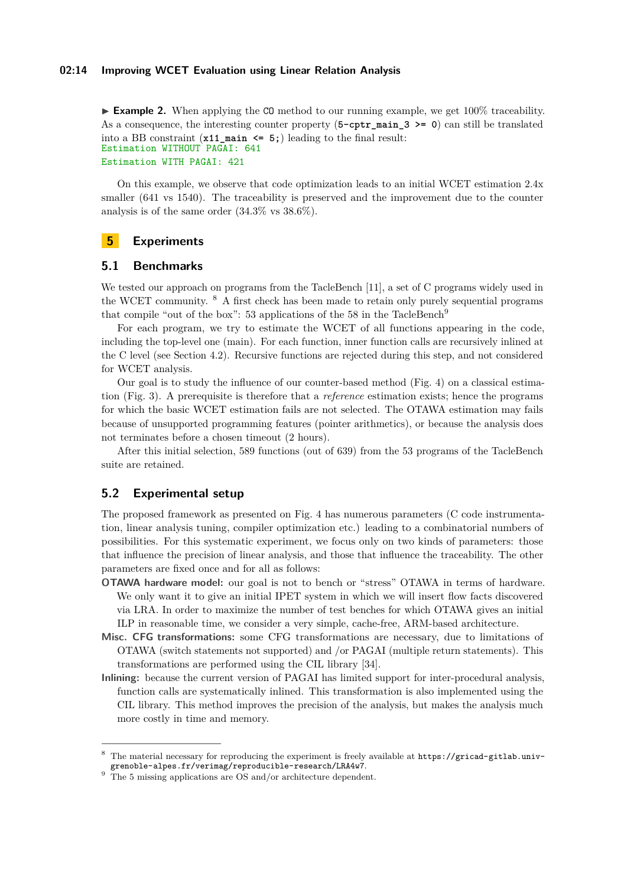▶ **Example 2.** When applying the `CO` method to our running example, we get 100% traceability. As a consequence, the interesting counter property (`5-cptr_main_3 >= 0`) can still be translated into a BB constraint (`x11_main <= 5;`) leading to the final result:

```
Estimation WITHOUT PAGAI: 641
Estimation WITH PAGAI: 421
```

On this example, we observe that code optimization leads to an initial WCET estimation 2.4x smaller (641 vs 1540). The traceability is preserved and the improvement due to the counter analysis is of the same order (34.3% vs 38.6%).

# 5 Experiments

## 5.1 Benchmarks

We tested our approach on programs from the TacleBench [11], a set of C programs widely used in the WCET community. [8] A first check has been made to retain only purely sequential programs that compile "out of the box": 53 applications of the 58 in the TacleBench[9]

For each program, we try to estimate the WCET of all functions appearing in the code, including the top-level one (main). For each function, inner function calls are recursively inlined at the C level (see Section 4.2). Recursive functions are rejected during this step, and not considered for WCET analysis.

Our goal is to study the influence of our counter-based method (Fig. 4) on a classical estimation (Fig. 3). A prerequisite is therefore that a *reference* estimation exists; hence the programs for which the basic WCET estimation fails are not selected. The OTAWA estimation may fails because of unsupported programming features (pointer arithmetics), or because the analysis does not terminates before a chosen timeout (2 hours).

After this initial selection, 589 functions (out of 639) from the 53 programs of the TacleBench suite are retained.

## 5.2 Experimental setup

The proposed framework as presented on Fig. 4 has numerous parameters (C code instrumentation, linear analysis tuning, compiler optimization etc.) leading to a combinatorial numbers of possibilities. For this systematic experiment, we focus only on two kinds of parameters: those that influence the precision of linear analysis, and those that influence the traceability. The other parameters are fixed once and for all as follows:

**OTAWA hardware model:** our goal is not to bench or "stress" OTAWA in terms of hardware. We only want it to give an initial IPET system in which we will insert flow facts discovered via LRA. In order to maximize the number of test benches for which OTAWA gives an initial ILP in reasonable time, we consider a very simple, cache-free, ARM-based architecture.

**Misc. CFG transformations:** some CFG transformations are necessary, due to limitations of OTAWA (switch statements not supported) and /or PAGAI (multiple return statements). This transformations are performed using the CIL library [34].

**Inlining:** because the current version of PAGAI has limited support for inter-procedural analysis, function calls are systematically inlined. This transformation is also implemented using the CIL library. This method improves the precision of the analysis, but makes the analysis much more costly in time and memory.

---

[8] The material necessary for reproducing the experiment is freely available at `https://gricad-gitlab.univ-grenoble-alpes.fr/verimag/reproducible-research/LRA4w7`.

[9] The 5 missing applications are OS and/or architecture dependent.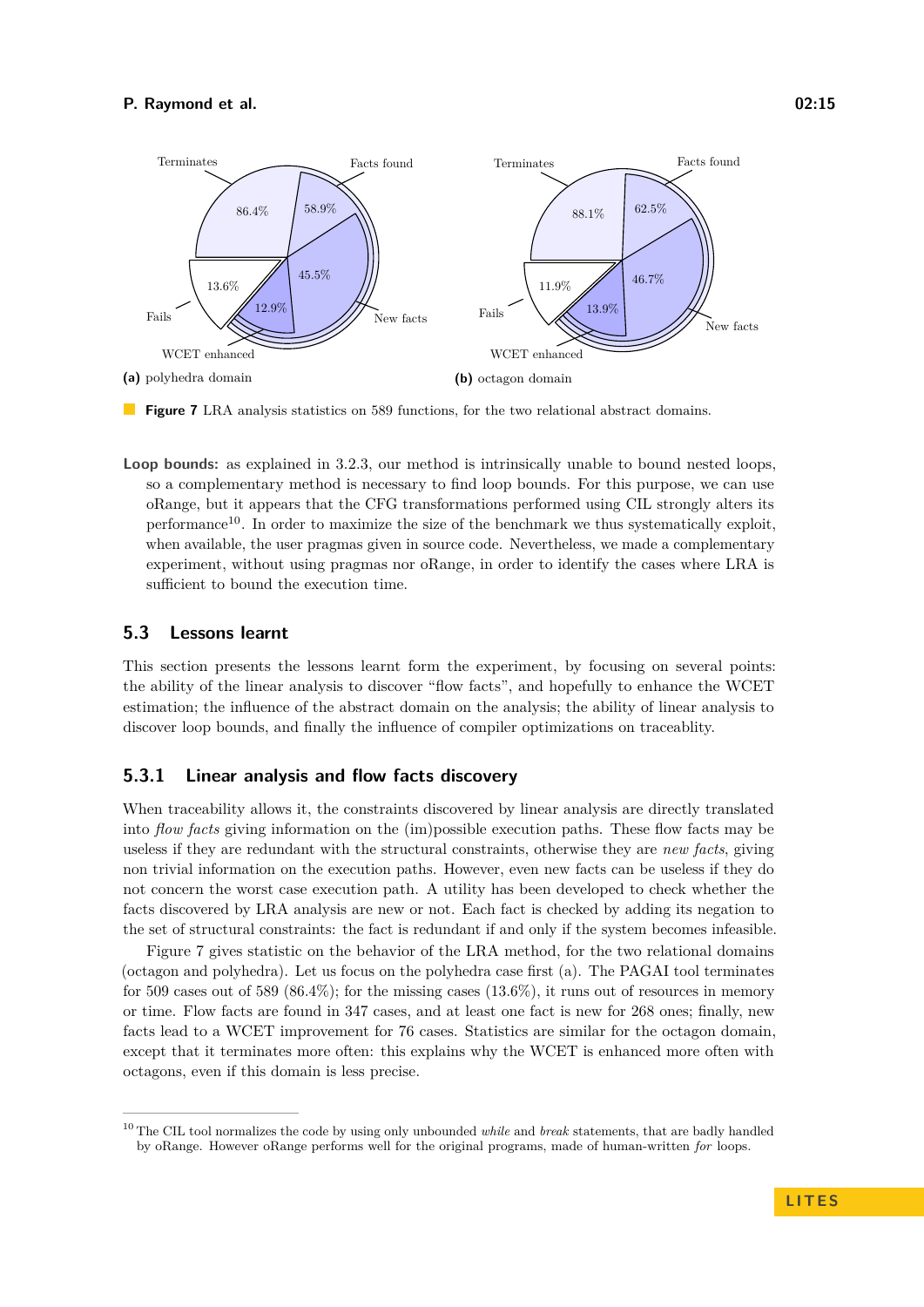(a) polyhedra domain

(b) octagon domain

**Figure 7** LRA analysis statistics on 589 functions, for the two relational abstract domains.

**Loop bounds:** as explained in 3.2.3, our method is intrinsically unable to bound nested loops, so a complementary method is necessary to find loop bounds. For this purpose, we can use oRange, but it appears that the CFG transformations performed using CIL strongly alters its performance[10]. In order to maximize the size of the benchmark we thus systematically exploit, when available, the user pragmas given in source code. Nevertheless, we made a complementary experiment, without using pragmas nor oRange, in order to identify the cases where LRA is sufficient to bound the execution time.

## 5.3 Lessons learnt

This section presents the lessons learnt form the experiment, by focusing on several points: the ability of the linear analysis to discover "flow facts", and hopefully to enhance the WCET estimation; the influence of the abstract domain on the analysis; the ability of linear analysis to discover loop bounds, and finally the influence of compiler optimizations on traceablity.

### 5.3.1 Linear analysis and flow facts discovery

When traceability allows it, the constraints discovered by linear analysis are directly translated into *flow facts* giving information on the (im)possible execution paths. These flow facts may be useless if they are redundant with the structural constraints, otherwise they are *new facts*, giving non trivial information on the execution paths. However, even new facts can be useless if they do not concern the worst case execution path. A utility has been developed to check whether the facts discovered by LRA analysis are new or not. Each fact is checked by adding its negation to the set of structural constraints: the fact is redundant if and only if the system becomes infeasible.

Figure 7 gives statistic on the behavior of the LRA method, for the two relational domains (octagon and polyhedra). Let us focus on the polyhedra case first (a). The PAGAI tool terminates for 509 cases out of 589 (86.4%); for the missing cases (13.6%), it runs out of resources in memory or time. Flow facts are found in 347 cases, and at least one fact is new for 268 ones; finally, new facts lead to a WCET improvement for 76 cases. Statistics are similar for the octagon domain, except that it terminates more often: this explains why the WCET is enhanced more often with octagons, even if this domain is less precise.

[10] The CIL tool normalizes the code by using only unbounded *while* and *break* statements, that are badly handled by oRange. However oRange performs well for the original programs, made of human-written *for* loops.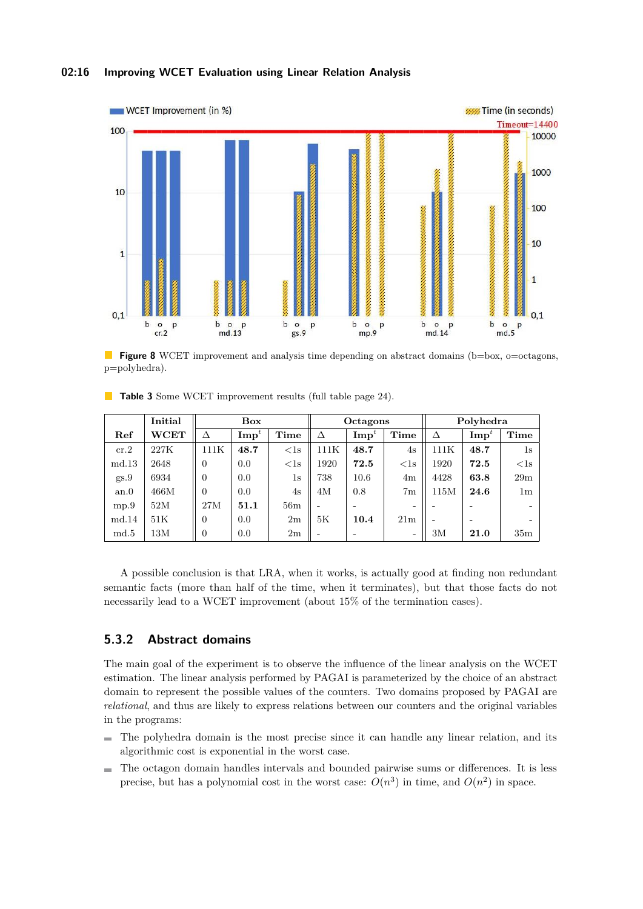**Figure 8** WCET improvement and analysis time depending on abstract domains (b=box, o=octagons, p=polyhedra).

**Table 3** Some WCET improvement results (full table page 24).

| Ref | Initial WCET | Box | | | Octagons | | | Polyhedra | | |
|---|---|---|---|---|---|---|---|---|---|---|
| | | $\Delta$ | $\text{Imp}^t$ | Time | $\Delta$ | $\text{Imp}^t$ | Time | $\Delta$ | $\text{Imp}^t$ | Time |
| cr.2 | 227K | 111K | **48.7** | <1s | 111K | **48.7** | 4s | 111K | **48.7** | 1s |
| md.13 | 2648 | 0 | 0.0 | <1s | 1920 | **72.5** | <1s | 1920 | **72.5** | <1s |
| gs.9 | 6934 | 0 | 0.0 | 1s | 738 | 10.6 | 4m | 4428 | **63.8** | 29m |
| an.0 | 466M | 0 | 0.0 | 4s | 4M | 0.8 | 7m | 115M | **24.6** | 1m |
| mp.9 | 52M | 27M | **51.1** | 56m | - | - | - | - | - | - |
| md.14 | 51K | 0 | 0.0 | 2m | 5K | **10.4** | 21m | - | - | - |
| md.5 | 13M | 0 | 0.0 | 2m | - | - | - | 3M | **21.0** | 35m |

A possible conclusion is that LRA, when it works, is actually good at finding non redundant semantic facts (more than half of the time, when it terminates), but that those facts do not necessarily lead to a WCET improvement (about 15% of the termination cases).

### 5.3.2 Abstract domains

The main goal of the experiment is to observe the influence of the linear analysis on the WCET estimation. The linear analysis performed by PAGAI is parameterized by the choice of an abstract domain to represent the possible values of the counters. Two domains proposed by PAGAI are *relational*, and thus are likely to express relations between our counters and the original variables in the programs:

- The polyhedra domain is the most precise since it can handle any linear relation, and its algorithmic cost is exponential in the worst case.
- The octagon domain handles intervals and bounded pairwise sums or differences. It is less precise, but has a polynomial cost in the worst case: $O(n^3)$ in time, and $O(n^2)$ in space.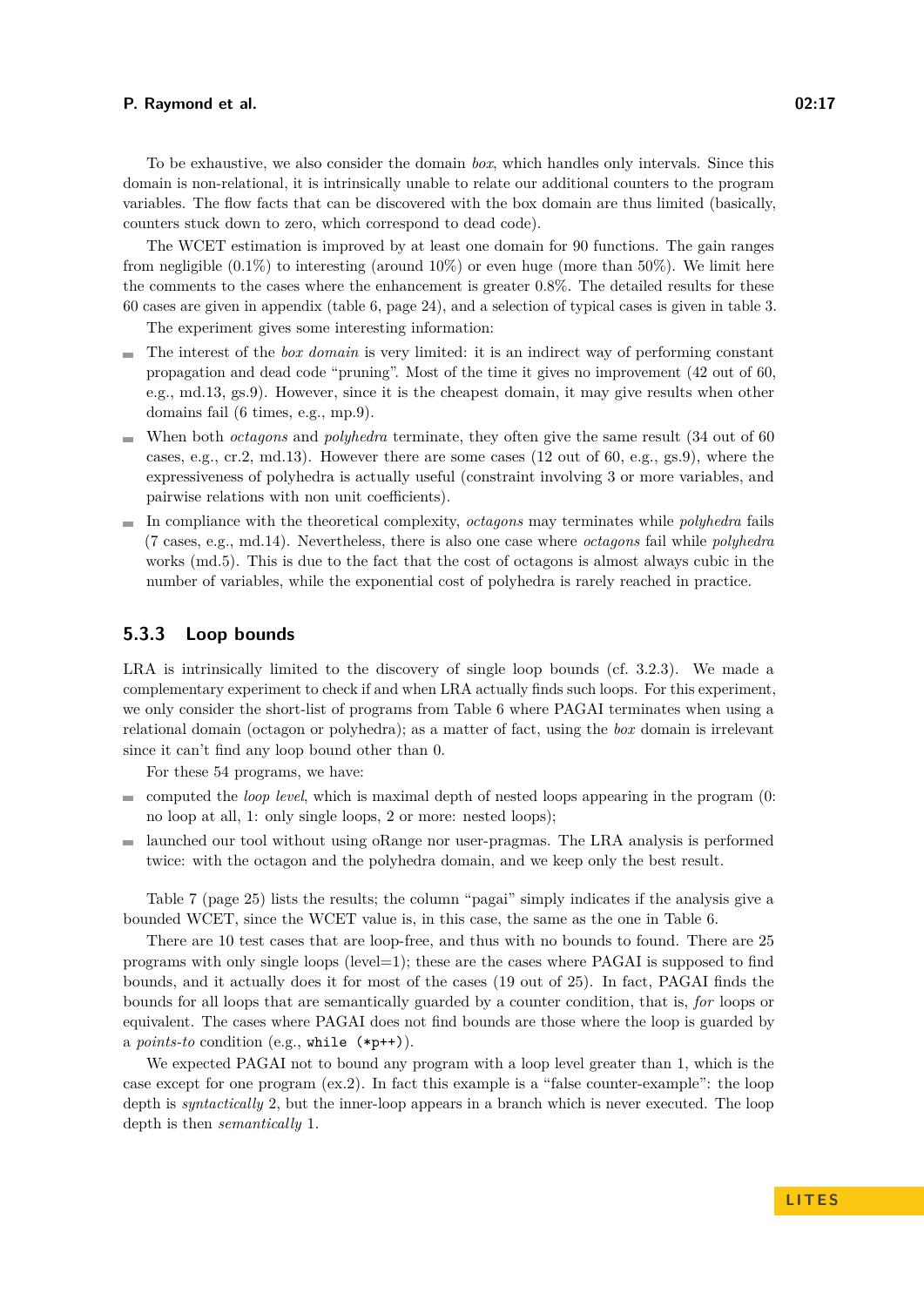To be exhaustive, we also consider the domain *box*, which handles only intervals. Since this domain is non-relational, it is intrinsically unable to relate our additional counters to the program variables. The flow facts that can be discovered with the box domain are thus limited (basically, counters stuck down to zero, which correspond to dead code).

The WCET estimation is improved by at least one domain for 90 functions. The gain ranges from negligible (0.1%) to interesting (around 10%) or even huge (more than 50%). We limit here the comments to the cases where the enhancement is greater 0.8%. The detailed results for these 60 cases are given in appendix (table 6, page 24), and a selection of typical cases is given in table 3.

The experiment gives some interesting information:

- The interest of the *box domain* is very limited: it is an indirect way of performing constant propagation and dead code "pruning". Most of the time it gives no improvement (42 out of 60, e.g., md.13, gs.9). However, since it is the cheapest domain, it may give results when other domains fail (6 times, e.g., mp.9).
- When both *octagons* and *polyhedra* terminate, they often give the same result (34 out of 60 cases, e.g., cr.2, md.13). However there are some cases (12 out of 60, e.g., gs.9), where the expressiveness of polyhedra is actually useful (constraint involving 3 or more variables, and pairwise relations with non unit coefficients).
- In compliance with the theoretical complexity, *octagons* may terminates while *polyhedra* fails (7 cases, e.g., md.14). Nevertheless, there is also one case where *octagons* fail while *polyhedra* works (md.5). This is due to the fact that the cost of octagons is almost always cubic in the number of variables, while the exponential cost of polyhedra is rarely reached in practice.

### 5.3.3 Loop bounds

LRA is intrinsically limited to the discovery of single loop bounds (cf. 3.2.3). We made a complementary experiment to check if and when LRA actually finds such loops. For this experiment, we only consider the short-list of programs from Table 6 where PAGAI terminates when using a relational domain (octagon or polyhedra); as a matter of fact, using the *box* domain is irrelevant since it can't find any loop bound other than 0.

For these 54 programs, we have:

- computed the *loop level*, which is maximal depth of nested loops appearing in the program (0: no loop at all, 1: only single loops, 2 or more: nested loops);
- launched our tool without using oRange nor user-pragmas. The LRA analysis is performed twice: with the octagon and the polyhedra domain, and we keep only the best result.

Table 7 (page 25) lists the results; the column "pagai" simply indicates if the analysis give a bounded WCET, since the WCET value is, in this case, the same as the one in Table 6.

There are 10 test cases that are loop-free, and thus with no bounds to found. There are 25 programs with only single loops (level=1); these are the cases where PAGAI is supposed to find bounds, and it actually does it for most of the cases (19 out of 25). In fact, PAGAI finds the bounds for all loops that are semantically guarded by a counter condition, that is, *for* loops or equivalent. The cases where PAGAI does not find bounds are those where the loop is guarded by a *points-to* condition (e.g., `while (*p++)`).

We expected PAGAI not to bound any program with a loop level greater than 1, which is the case except for one program (ex.2). In fact this example is a "false counter-example": the loop depth is *syntactically* 2, but the inner-loop appears in a branch which is never executed. The loop depth is then *semantically* 1.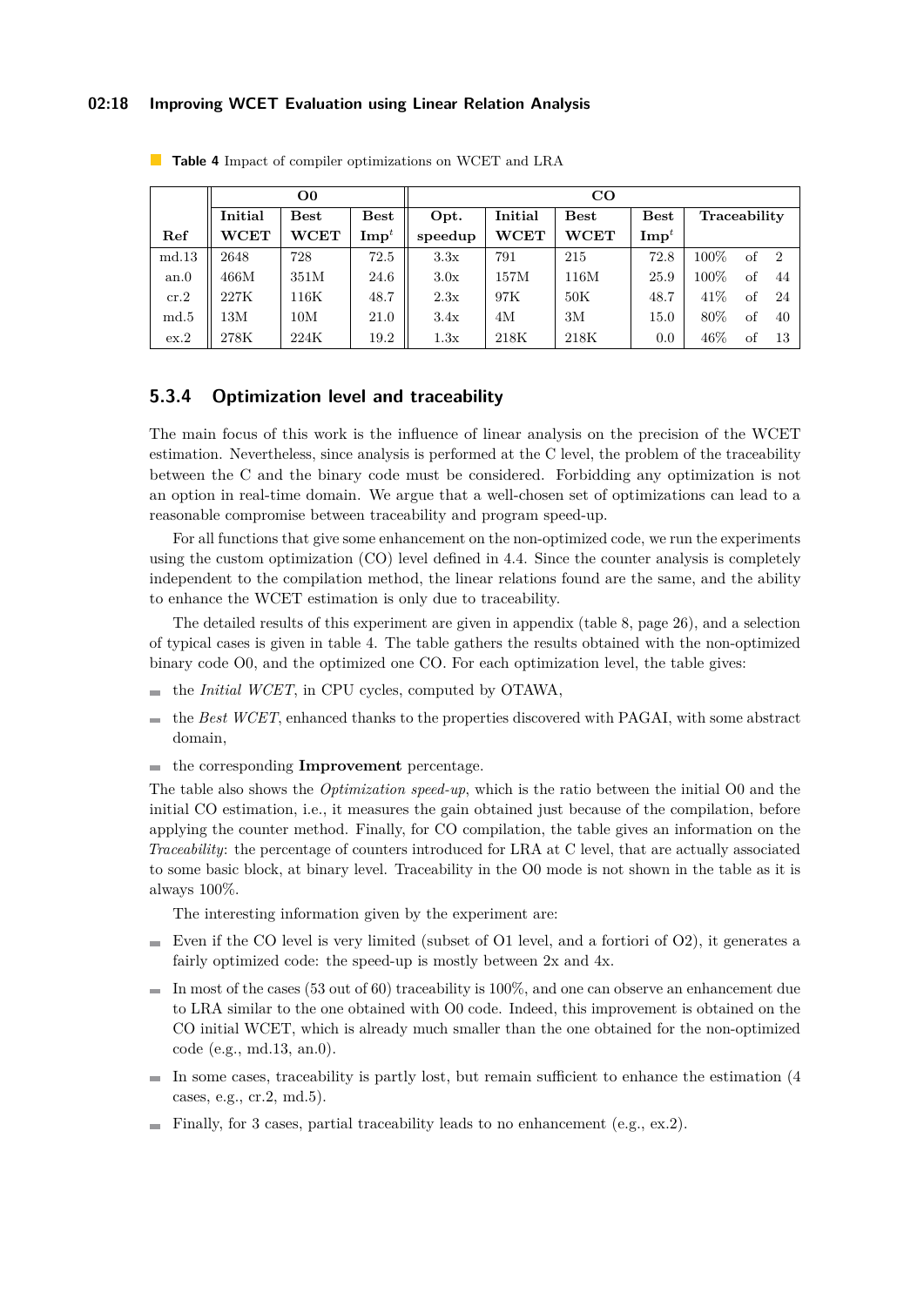**Table 4** Impact of compiler optimizations on WCET and LRA

| | O0 | | | CO | | | | |
|---|---|---|---|---|---|---|---|---|
| **Ref** | **Initial WCET** | **Best WCET** | **Best Imp**$^t$ | **Opt. speedup** | **Initial WCET** | **Best WCET** | **Best Imp**$^t$ | **Traceability** |
| md.13 | 2648 | 728 | 72.5 | 3.3x | 791 | 215 | 72.8 | 100% of 2 |
| an.0 | 466M | 351M | 24.6 | 3.0x | 157M | 116M | 25.9 | 100% of 44 |
| cr.2 | 227K | 116K | 48.7 | 2.3x | 97K | 50K | 48.7 | 41% of 24 |
| md.5 | 13M | 10M | 21.0 | 3.4x | 4M | 3M | 15.0 | 80% of 40 |
| ex.2 | 278K | 224K | 19.2 | 1.3x | 218K | 218K | 0.0 | 46% of 13 |

### 5.3.4 Optimization level and traceability

The main focus of this work is the influence of linear analysis on the precision of the WCET estimation. Nevertheless, since analysis is performed at the C level, the problem of the traceability between the C and the binary code must be considered. Forbidding any optimization is not an option in real-time domain. We argue that a well-chosen set of optimizations can lead to a reasonable compromise between traceability and program speed-up.

For all functions that give some enhancement on the non-optimized code, we run the experiments using the custom optimization (CO) level defined in 4.4. Since the counter analysis is completely independent to the compilation method, the linear relations found are the same, and the ability to enhance the WCET estimation is only due to traceability.

The detailed results of this experiment are given in appendix (table 8, page 26), and a selection of typical cases is given in table 4. The table gathers the results obtained with the non-optimized binary code O0, and the optimized one CO. For each optimization level, the table gives:

- the *Initial WCET*, in CPU cycles, computed by OTAWA,
- the *Best WCET*, enhanced thanks to the properties discovered with PAGAI, with some abstract domain,
- the corresponding **Improvement** percentage.

The table also shows the *Optimization speed-up*, which is the ratio between the initial O0 and the initial CO estimation, i.e., it measures the gain obtained just because of the compilation, before applying the counter method. Finally, for CO compilation, the table gives an information on the *Traceability*: the percentage of counters introduced for LRA at C level, that are actually associated to some basic block, at binary level. Traceability in the O0 mode is not shown in the table as it is always 100%.

The interesting information given by the experiment are:

- Even if the CO level is very limited (subset of O1 level, and a fortiori of O2), it generates a fairly optimized code: the speed-up is mostly between 2x and 4x.
- In most of the cases (53 out of 60) traceability is 100%, and one can observe an enhancement due to LRA similar to the one obtained with O0 code. Indeed, this improvement is obtained on the CO initial WCET, which is already much smaller than the one obtained for the non-optimized code (e.g., md.13, an.0).
- In some cases, traceability is partly lost, but remain sufficient to enhance the estimation (4 cases, e.g., cr.2, md.5).
- Finally, for 3 cases, partial traceability leads to no enhancement (e.g., ex.2).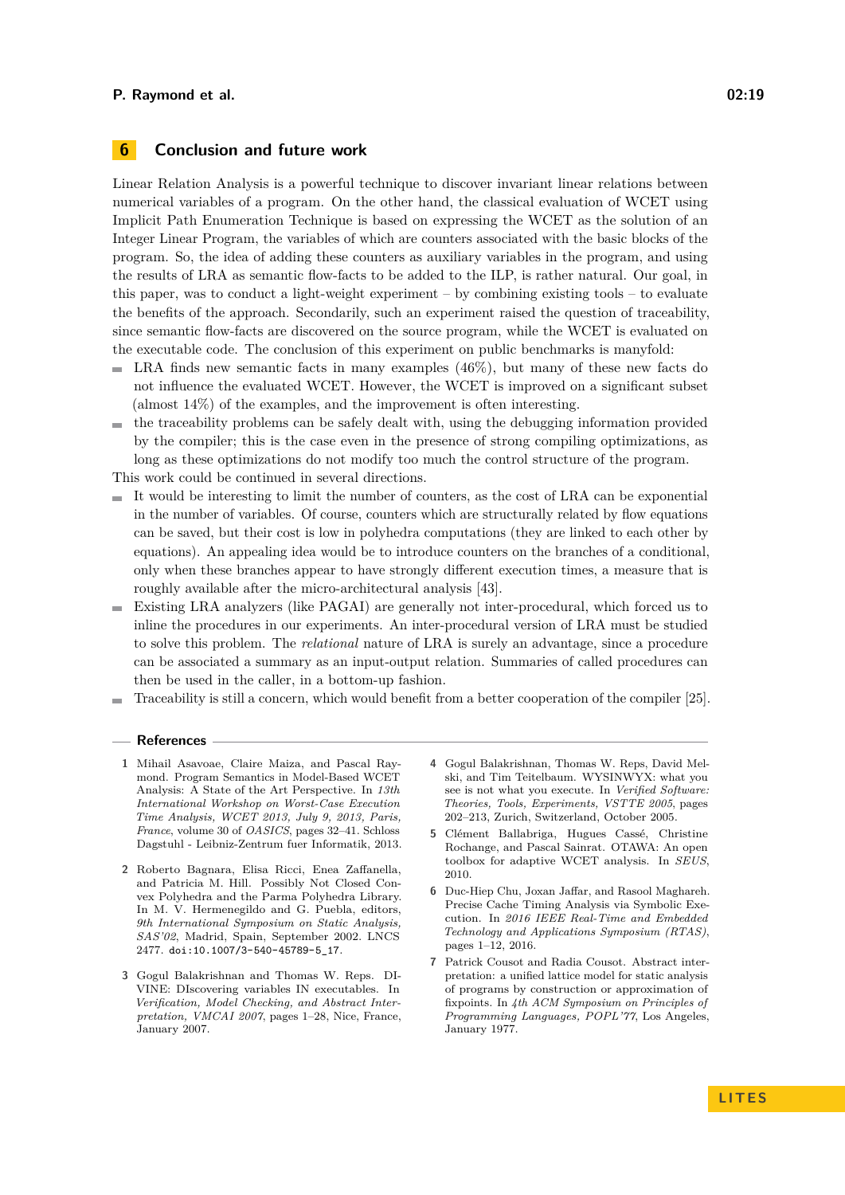## 6 Conclusion and future work

Linear Relation Analysis is a powerful technique to discover invariant linear relations between numerical variables of a program. On the other hand, the classical evaluation of WCET using Implicit Path Enumeration Technique is based on expressing the WCET as the solution of an Integer Linear Program, the variables of which are counters associated with the basic blocks of the program. So, the idea of adding these counters as auxiliary variables in the program, and using the results of LRA as semantic flow-facts to be added to the ILP, is rather natural. Our goal, in this paper, was to conduct a light-weight experiment – by combining existing tools – to evaluate the benefits of the approach. Secondarily, such an experiment raised the question of traceability, since semantic flow-facts are discovered on the source program, while the WCET is evaluated on the executable code. The conclusion of this experiment on public benchmarks is manyfold:

- LRA finds new semantic facts in many examples (46%), but many of these new facts do not influence the evaluated WCET. However, the WCET is improved on a significant subset (almost 14%) of the examples, and the improvement is often interesting.
- the traceability problems can be safely dealt with, using the debugging information provided by the compiler; this is the case even in the presence of strong compiling optimizations, as long as these optimizations do not modify too much the control structure of the program.

This work could be continued in several directions.

- It would be interesting to limit the number of counters, as the cost of LRA can be exponential in the number of variables. Of course, counters which are structurally related by flow equations can be saved, but their cost is low in polyhedra computations (they are linked to each other by equations). An appealing idea would be to introduce counters on the branches of a conditional, only when these branches appear to have strongly different execution times, a measure that is roughly available after the micro-architectural analysis [43].
- Existing LRA analyzers (like PAGAI) are generally not inter-procedural, which forced us to inline the procedures in our experiments. An inter-procedural version of LRA must be studied to solve this problem. The *relational* nature of LRA is surely an advantage, since a procedure can be associated a summary as an input-output relation. Summaries of called procedures can then be used in the caller, in a bottom-up fashion.
- Traceability is still a concern, which would benefit from a better cooperation of the compiler [25].

## References

1. Mihail Asavoae, Claire Maiza, and Pascal Raymond. Program Semantics in Model-Based WCET Analysis: A State of the Art Perspective. In *13th International Workshop on Worst-Case Execution Time Analysis, WCET 2013, July 9, 2013, Paris, France*, volume 30 of *OASICS*, pages 32–41. Schloss Dagstuhl - Leibniz-Zentrum fuer Informatik, 2013.
2. Roberto Bagnara, Elisa Ricci, Enea Zaffanella, and Patricia M. Hill. Possibly Not Closed Convex Polyhedra and the Parma Polyhedra Library. In M. V. Hermenegildo and G. Puebla, editors, *9th International Symposium on Static Analysis, SAS'02*, Madrid, Spain, September 2002. LNCS 2477. doi:10.1007/3-540-45789-5_17.
3. Gogul Balakrishnan and Thomas W. Reps. DIVINE: DIscovering variables IN executables. In *Verification, Model Checking, and Abstract Interpretation, VMCAI 2007*, pages 1–28, Nice, France, January 2007.
4. Gogul Balakrishnan, Thomas W. Reps, David Melski, and Tim Teitelbaum. WYSINWYX: what you see is not what you execute. In *Verified Software: Theories, Tools, Experiments, VSTTE 2005*, pages 202–213, Zurich, Switzerland, October 2005.
5. Clément Ballabriga, Hugues Cassé, Christine Rochange, and Pascal Sainrat. OTAWA: An open toolbox for adaptive WCET analysis. In *SEUS*, 2010.
6. Duc-Hiep Chu, Joxan Jaffar, and Rasool Maghareh. Precise Cache Timing Analysis via Symbolic Execution. In *2016 IEEE Real-Time and Embedded Technology and Applications Symposium (RTAS)*, pages 1–12, 2016.
7. Patrick Cousot and Radia Cousot. Abstract interpretation: a unified lattice model for static analysis of programs by construction or approximation of fixpoints. In *4th ACM Symposium on Principles of Programming Languages, POPL'77*, Los Angeles, January 1977.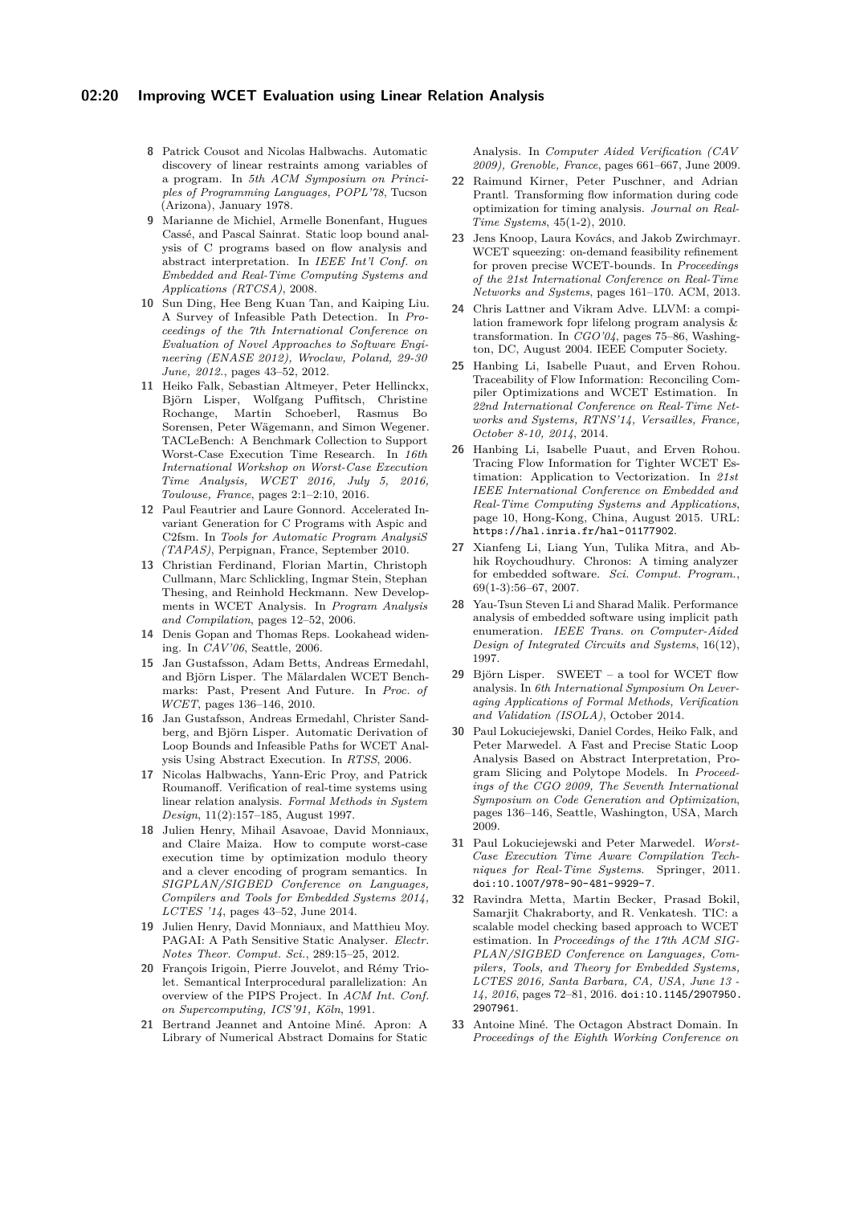8 Patrick Cousot and Nicolas Halbwachs. Automatic discovery of linear restraints among variables of a program. In *5th ACM Symposium on Principles of Programming Languages, POPL'78*, Tucson (Arizona), January 1978.

9 Marianne de Michiel, Armelle Bonenfant, Hugues Cassé, and Pascal Sainrat. Static loop bound analysis of C programs based on flow analysis and abstract interpretation. In *IEEE Int'l Conf. on Embedded and Real-Time Computing Systems and Applications (RTCSA)*, 2008.

10 Sun Ding, Hee Beng Kuan Tan, and Kaiping Liu. A Survey of Infeasible Path Detection. In *Proceedings of the 7th International Conference on Evaluation of Novel Approaches to Software Engineering (ENASE 2012), Wroclaw, Poland, 29-30 June, 2012.*, pages 43–52, 2012.

11 Heiko Falk, Sebastian Altmeyer, Peter Hellinckx, Björn Lisper, Wolfgang Puffitsch, Christine Rochange, Martin Schoeberl, Rasmus Bo Sorensen, Peter Wägemann, and Simon Wegener. TACLeBench: A Benchmark Collection to Support Worst-Case Execution Time Research. In *16th International Workshop on Worst-Case Execution Time Analysis, WCET 2016, July 5, 2016, Toulouse, France*, pages 2:1–2:10, 2016.

12 Paul Feautrier and Laure Gonnord. Accelerated Invariant Generation for C Programs with Aspic and C2fsm. In *Tools for Automatic Program AnalysiS (TAPAS)*, Perpignan, France, September 2010.

13 Christian Ferdinand, Florian Martin, Christoph Cullmann, Marc Schlickling, Ingmar Stein, Stephan Thesing, and Reinhold Heckmann. New Developments in WCET Analysis. In *Program Analysis and Compilation*, pages 12–52, 2006.

14 Denis Gopan and Thomas Reps. Lookahead widening. In *CAV'06*, Seattle, 2006.

15 Jan Gustafsson, Adam Betts, Andreas Ermedahl, and Björn Lisper. The Mälardalen WCET Benchmarks: Past, Present And Future. In *Proc. of WCET*, pages 136–146, 2010.

16 Jan Gustafsson, Andreas Ermedahl, Christer Sandberg, and Björn Lisper. Automatic Derivation of Loop Bounds and Infeasible Paths for WCET Analysis Using Abstract Execution. In *RTSS*, 2006.

17 Nicolas Halbwachs, Yann-Eric Proy, and Patrick Roumanoff. Verification of real-time systems using linear relation analysis. *Formal Methods in System Design*, 11(2):157–185, August 1997.

18 Julien Henry, Mihail Asavoae, David Monniaux, and Claire Maiza. How to compute worst-case execution time by optimization modulo theory and a clever encoding of program semantics. In *SIGPLAN/SIGBED Conference on Languages, Compilers and Tools for Embedded Systems 2014, LCTES '14*, pages 43–52, June 2014.

19 Julien Henry, David Monniaux, and Matthieu Moy. PAGAI: A Path Sensitive Static Analyser. *Electr. Notes Theor. Comput. Sci.*, 289:15–25, 2012.

20 François Irigoin, Pierre Jouvelot, and Rémy Triolet. Semantical Interprocedural parallelization: An overview of the PIPS Project. In *ACM Int. Conf. on Supercomputing, ICS'91, Köln*, 1991.

21 Bertrand Jeannet and Antoine Miné. Apron: A Library of Numerical Abstract Domains for Static Analysis. In *Computer Aided Verification (CAV 2009), Grenoble, France*, pages 661–667, June 2009.

22 Raimund Kirner, Peter Puschner, and Adrian Prantl. Transforming flow information during code optimization for timing analysis. *Journal on Real-Time Systems*, 45(1-2), 2010.

23 Jens Knoop, Laura Kovács, and Jakob Zwirchmayr. WCET squeezing: on-demand feasibility refinement for proven precise WCET-bounds. In *Proceedings of the 21st International Conference on Real-Time Networks and Systems*, pages 161–170. ACM, 2013.

24 Chris Lattner and Vikram Adve. LLVM: a compilation framework fopr lifelong program analysis & transformation. In *CGO'04*, pages 75–86, Washington, DC, August 2004. IEEE Computer Society.

25 Hanbing Li, Isabelle Puaut, and Erven Rohou. Traceability of Flow Information: Reconciling Compiler Optimizations and WCET Estimation. In *22nd International Conference on Real-Time Networks and Systems, RTNS'14, Versailles, France, October 8-10, 2014*, 2014.

26 Hanbing Li, Isabelle Puaut, and Erven Rohou. Tracing Flow Information for Tighter WCET Estimation: Application to Vectorization. In *21st IEEE International Conference on Embedded and Real-Time Computing Systems and Applications*, page 10, Hong-Kong, China, August 2015. URL: https://hal.inria.fr/hal-01177902.

27 Xianfeng Li, Liang Yun, Tulika Mitra, and Abhik Roychoudhury. Chronos: A timing analyzer for embedded software. *Sci. Comput. Program.*, 69(1-3):56–67, 2007.

28 Yau-Tsun Steven Li and Sharad Malik. Performance analysis of embedded software using implicit path enumeration. *IEEE Trans. on Computer-Aided Design of Integrated Circuits and Systems*, 16(12), 1997.

29 Björn Lisper. SWEET – a tool for WCET flow analysis. In *6th International Symposium On Leveraging Applications of Formal Methods, Verification and Validation (ISOLA)*, October 2014.

30 Paul Lokuciejewski, Daniel Cordes, Heiko Falk, and Peter Marwedel. A Fast and Precise Static Loop Analysis Based on Abstract Interpretation, Program Slicing and Polytope Models. In *Proceedings of the CGO 2009, The Seventh International Symposium on Code Generation and Optimization*, pages 136–146, Seattle, Washington, USA, March 2009.

31 Paul Lokuciejewski and Peter Marwedel. *Worst-Case Execution Time Aware Compilation Techniques for Real-Time Systems*. Springer, 2011. doi:10.1007/978-90-481-9929-7.

32 Ravindra Metta, Martin Becker, Prasad Bokil, Samarjit Chakraborty, and R. Venkatesh. TIC: a scalable model checking based approach to WCET estimation. In *Proceedings of the 17th ACM SIGPLAN/SIGBED Conference on Languages, Compilers, Tools, and Theory for Embedded Systems, LCTES 2016, Santa Barbara, CA, USA, June 13 - 14, 2016*, pages 72–81, 2016. doi:10.1145/2907950.2907961.

33 Antoine Miné. The Octagon Abstract Domain. In *Proceedings of the Eighth Working Conference on*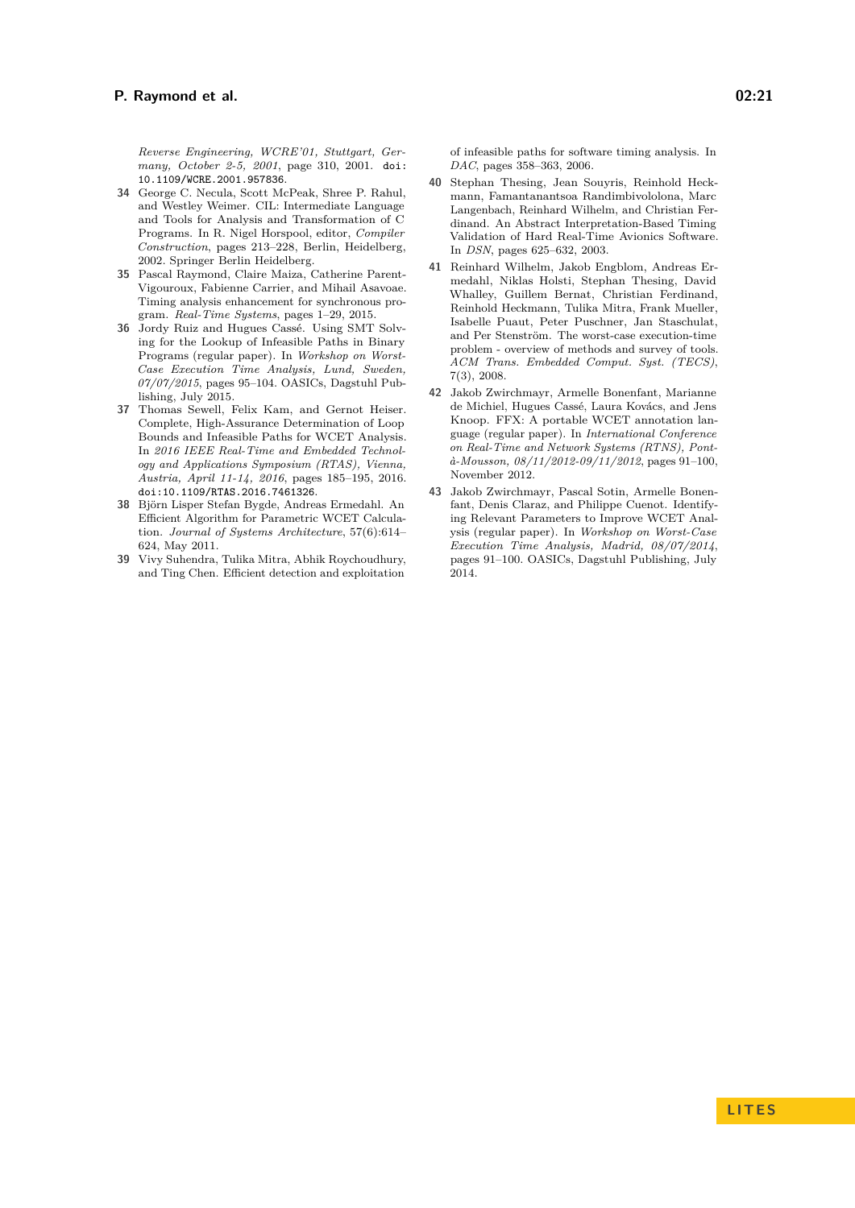*Reverse Engineering, WCRE'01, Stuttgart, Germany, October 2-5, 2001*, page 310, 2001. doi:10.1109/WCRE.2001.957836.

**34** George C. Necula, Scott McPeak, Shree P. Rahul, and Westley Weimer. CIL: Intermediate Language and Tools for Analysis and Transformation of C Programs. In R. Nigel Horspool, editor, *Compiler Construction*, pages 213–228, Berlin, Heidelberg, 2002. Springer Berlin Heidelberg.

**35** Pascal Raymond, Claire Maiza, Catherine Parent-Vigouroux, Fabienne Carrier, and Mihail Asavoae. Timing analysis enhancement for synchronous program. *Real-Time Systems*, pages 1–29, 2015.

**36** Jordy Ruiz and Hugues Cassé. Using SMT Solving for the Lookup of Infeasible Paths in Binary Programs (regular paper). In *Workshop on Worst-Case Execution Time Analysis, Lund, Sweden, 07/07/2015*, pages 95–104. OASICs, Dagstuhl Publishing, July 2015.

**37** Thomas Sewell, Felix Kam, and Gernot Heiser. Complete, High-Assurance Determination of Loop Bounds and Infeasible Paths for WCET Analysis. In *2016 IEEE Real-Time and Embedded Technology and Applications Symposium (RTAS), Vienna, Austria, April 11-14, 2016*, pages 185–195, 2016. doi:10.1109/RTAS.2016.7461326.

**38** Björn Lisper Stefan Bygde, Andreas Ermedahl. An Efficient Algorithm for Parametric WCET Calculation. *Journal of Systems Architecture*, 57(6):614–624, May 2011.

**39** Vivy Suhendra, Tulika Mitra, Abhik Roychoudhury, and Ting Chen. Efficient detection and exploitation of infeasible paths for software timing analysis. In *DAC*, pages 358–363, 2006.

**40** Stephan Thesing, Jean Souyris, Reinhold Heckmann, Famantanantsoa Randimbivololona, Marc Langenbach, Reinhard Wilhelm, and Christian Ferdinand. An Abstract Interpretation-Based Timing Validation of Hard Real-Time Avionics Software. In *DSN*, pages 625–632, 2003.

**41** Reinhard Wilhelm, Jakob Engblom, Andreas Ermedahl, Niklas Holsti, Stephan Thesing, David Whalley, Guillem Bernat, Christian Ferdinand, Reinhold Heckmann, Tulika Mitra, Frank Mueller, Isabelle Puaut, Peter Puschner, Jan Staschulat, and Per Stenström. The worst-case execution-time problem - overview of methods and survey of tools. *ACM Trans. Embedded Comput. Syst. (TECS)*, 7(3), 2008.

**42** Jakob Zwirchmayr, Armelle Bonenfant, Marianne de Michiel, Hugues Cassé, Laura Kovács, and Jens Knoop. FFX: A portable WCET annotation language (regular paper). In *International Conference on Real-Time and Network Systems (RTNS), Pont-à-Mousson, 08/11/2012-09/11/2012*, pages 91–100, November 2012.

**43** Jakob Zwirchmayr, Pascal Sotin, Armelle Bonenfant, Denis Claraz, and Philippe Cuenot. Identifying Relevant Parameters to Improve WCET Analysis (regular paper). In *Workshop on Worst-Case Execution Time Analysis, Madrid, 08/07/2014*, pages 91–100. OASICs, Dagstuhl Publishing, July 2014.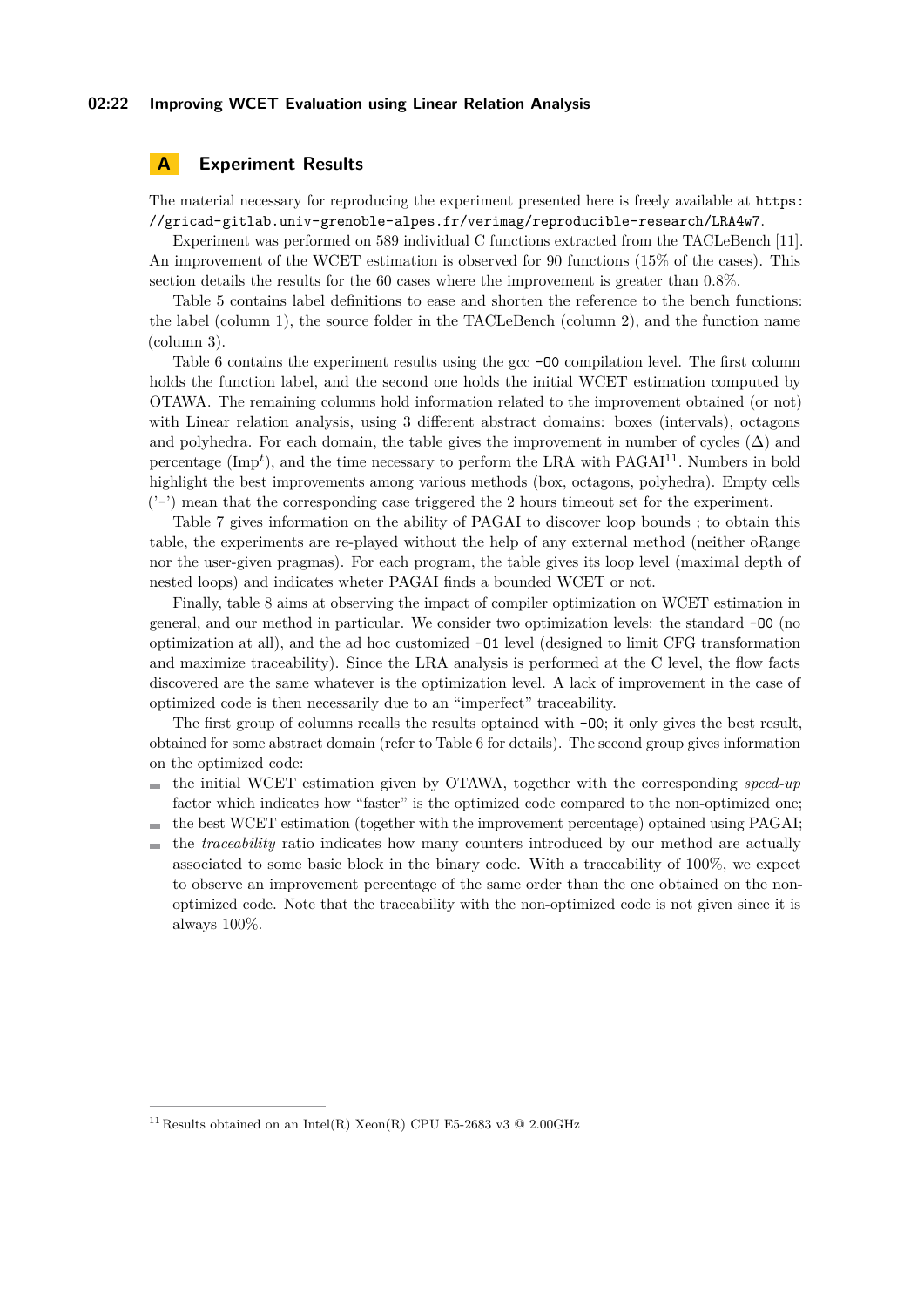# A Experiment Results

The material necessary for reproducing the experiment presented here is freely available at `https://gricad-gitlab.univ-grenoble-alpes.fr/verimag/reproducible-research/LRA4w7`.

Experiment was performed on 589 individual C functions extracted from the TACLeBench [11]. An improvement of the WCET estimation is observed for 90 functions (15% of the cases). This section details the results for the 60 cases where the improvement is greater than 0.8%.

Table 5 contains label definitions to ease and shorten the reference to the bench functions: the label (column 1), the source folder in the TACLeBench (column 2), and the function name (column 3).

Table 6 contains the experiment results using the gcc `-O0` compilation level. The first column holds the function label, and the second one holds the initial WCET estimation computed by OTAWA. The remaining columns hold information related to the improvement obtained (or not) with Linear relation analysis, using 3 different abstract domains: boxes (intervals), octagons and polyhedra. For each domain, the table gives the improvement in number of cycles ($\Delta$) and percentage ($\text{Imp}^t$), and the time necessary to perform the LRA with PAGAI[11]. Numbers in bold highlight the best improvements among various methods (box, octagons, polyhedra). Empty cells ('-') mean that the corresponding case triggered the 2 hours timeout set for the experiment.

Table 7 gives information on the ability of PAGAI to discover loop bounds ; to obtain this table, the experiments are re-played without the help of any external method (neither oRange nor the user-given pragmas). For each program, the table gives its loop level (maximal depth of nested loops) and indicates wheter PAGAI finds a bounded WCET or not.

Finally, table 8 aims at observing the impact of compiler optimization on WCET estimation in general, and our method in particular. We consider two optimization levels: the standard `-O0` (no optimization at all), and the ad hoc customized `-O1` level (designed to limit CFG transformation and maximize traceability). Since the LRA analysis is performed at the C level, the flow facts discovered are the same whatever is the optimization level. A lack of improvement in the case of optimized code is then necessarily due to an "imperfect" traceability.

The first group of columns recalls the results optained with `-O0`; it only gives the best result, obtained for some abstract domain (refer to Table 6 for details). The second group gives information on the optimized code:

- the initial WCET estimation given by OTAWA, together with the corresponding *speed-up* factor which indicates how "faster" is the optimized code compared to the non-optimized one;
- the best WCET estimation (together with the improvement percentage) optained using PAGAI;
- the *traceability* ratio indicates how many counters introduced by our method are actually associated to some basic block in the binary code. With a traceability of 100%, we expect to observe an improvement percentage of the same order than the one obtained on the non-optimized code. Note that the traceability with the non-optimized code is not given since it is always 100%.

[11] Results obtained on an Intel(R) Xeon(R) CPU E5-2683 v3 @ 2.00GHz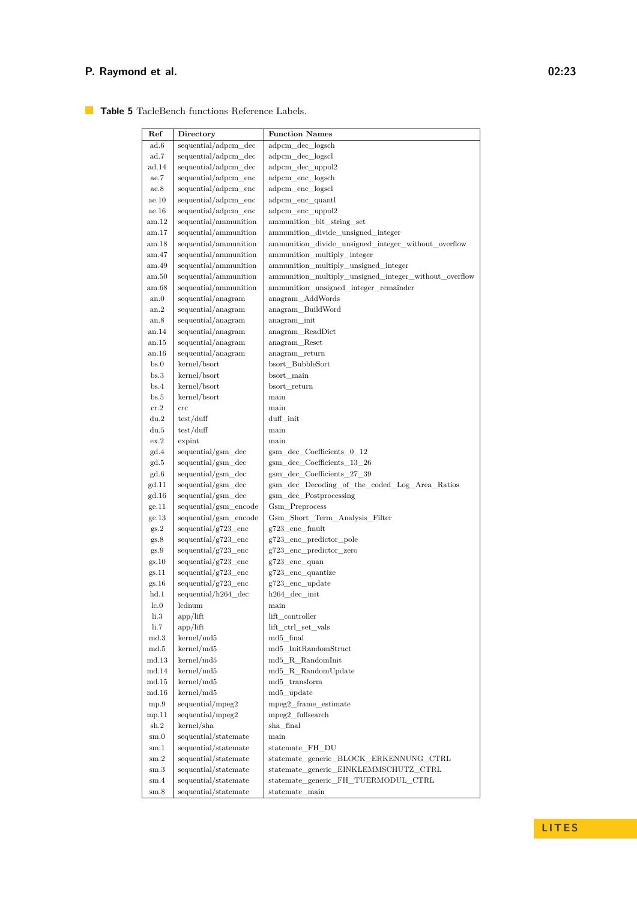**Table 5** TacleBench functions Reference Labels.

| Ref | Directory | Function Names |
|---|---|---|
| ad.6 | sequential/adpcm_dec | adpcm_dec_logsch |
| ad.7 | sequential/adpcm_dec | adpcm_dec_logscl |
| ad.14 | sequential/adpcm_dec | adpcm_dec_uppol2 |
| ae.7 | sequential/adpcm_enc | adpcm_enc_logsch |
| ae.8 | sequential/adpcm_enc | adpcm_enc_logscl |
| ae.10 | sequential/adpcm_enc | adpcm_enc_quantl |
| ae.16 | sequential/adpcm_enc | adpcm_enc_uppol2 |
| am.12 | sequential/ammunition | ammunition_bit_string_set |
| am.17 | sequential/ammunition | ammunition_divide_unsigned_integer |
| am.18 | sequential/ammunition | ammunition_divide_unsigned_integer_without_overflow |
| am.47 | sequential/ammunition | ammunition_multiply_integer |
| am.49 | sequential/ammunition | ammunition_multiply_unsigned_integer |
| am.50 | sequential/ammunition | ammunition_multiply_unsigned_integer_without_overflow |
| am.68 | sequential/ammunition | ammunition_unsigned_integer_remainder |
| an.0 | sequential/anagram | anagram_AddWords |
| an.2 | sequential/anagram | anagram_BuildWord |
| an.8 | sequential/anagram | anagram_init |
| an.14 | sequential/anagram | anagram_ReadDict |
| an.15 | sequential/anagram | anagram_Reset |
| an.16 | sequential/anagram | anagram_return |
| bs.0 | kernel/bsort | bsort_BubbleSort |
| bs.3 | kernel/bsort | bsort_main |
| bs.4 | kernel/bsort | bsort_return |
| bs.5 | kernel/bsort | main |
| cr.2 | crc | main |
| du.2 | test/duff | duff_init |
| du.5 | test/duff | main |
| ex.2 | expint | main |
| gd.4 | sequential/gsm_dec | gsm_dec_Coefficients_0_12 |
| gd.5 | sequential/gsm_dec | gsm_dec_Coefficients_13_26 |
| gd.6 | sequential/gsm_dec | gsm_dec_Coefficients_27_39 |
| gd.11 | sequential/gsm_dec | gsm_dec_Decoding_of_the_coded_Log_Area_Ratios |
| gd.16 | sequential/gsm_dec | gsm_dec_Postprocessing |
| ge.11 | sequential/gsm_encode | Gsm_Preprocess |
| ge.13 | sequential/gsm_encode | Gsm_Short_Term_Analysis_Filter |
| gs.2 | sequential/g723_enc | g723_enc_fmult |
| gs.8 | sequential/g723_enc | g723_enc_predictor_pole |
| gs.9 | sequential/g723_enc | g723_enc_predictor_zero |
| gs.10 | sequential/g723_enc | g723_enc_quan |
| gs.11 | sequential/g723_enc | g723_enc_quantize |
| gs.16 | sequential/g723_enc | g723_enc_update |
| hd.1 | sequential/h264_dec | h264_dec_init |
| lc.0 | lcdnum | main |
| li.3 | app/lift | lift_controller |
| li.7 | app/lift | lift_ctrl_set_vals |
| md.3 | kernel/md5 | md5_final |
| md.5 | kernel/md5 | md5_InitRandomStruct |
| md.13 | kernel/md5 | md5_R_RandomInit |
| md.14 | kernel/md5 | md5_R_RandomUpdate |
| md.15 | kernel/md5 | md5_transform |
| md.16 | kernel/md5 | md5_update |
| mp.9 | sequential/mpeg2 | mpeg2_frame_estimate |
| mp.11 | sequential/mpeg2 | mpeg2_fullsearch |
| sh.2 | kernel/sha | sha_final |
| sm.0 | sequential/statemate | main |
| sm.1 | sequential/statemate | statemate_FH_DU |
| sm.2 | sequential/statemate | statemate_generic_BLOCK_ERKENNUNG_CTRL |
| sm.3 | sequential/statemate | statemate_generic_EINKLEMMSCHUTZ_CTRL |
| sm.4 | sequential/statemate | statemate_generic_FH_TUERMODUL_CTRL |
| sm.8 | sequential/statemate | statemate_main |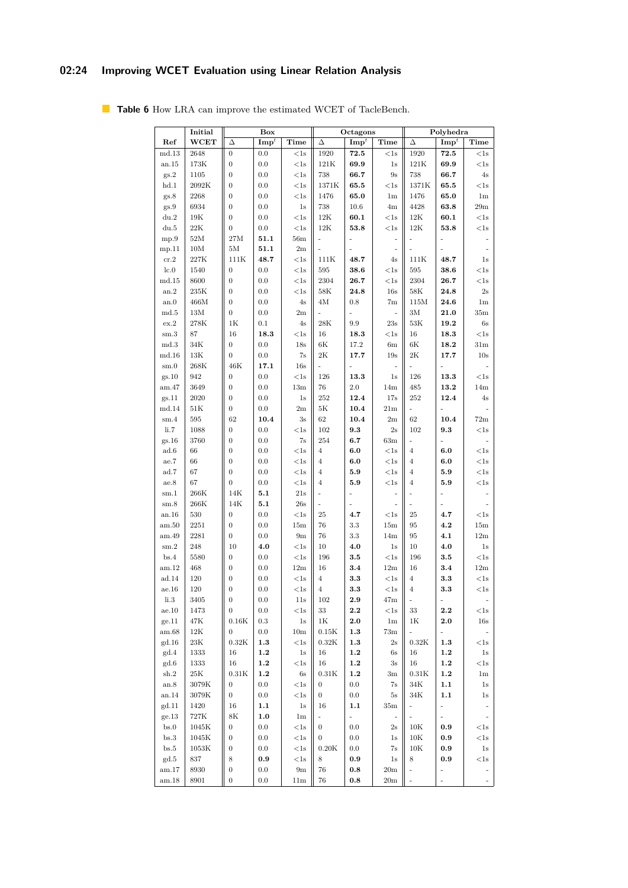**Table 6** How LRA can improve the estimated WCET of TacleBench.

| Ref | Initial WCET | Box | | | Octagons | | | Polyhedra | | |
|---|---|---|---|---|---|---|---|---|---|---|
| | | Δ | Imp[t] | Time | Δ | Imp[t] | Time | Δ | Imp[t] | Time |
| md.13 | 2648 | 0 | 0.0 | <1s | 1920 | **72.5** | <1s | 1920 | **72.5** | <1s |
| an.15 | 173K | 0 | 0.0 | <1s | 121K | **69.9** | 1s | 121K | **69.9** | <1s |
| gs.2 | 1105 | 0 | 0.0 | <1s | 738 | **66.7** | 9s | 738 | **66.7** | 4s |
| hd.1 | 2092K | 0 | 0.0 | <1s | 1371K | **65.5** | <1s | 1371K | **65.5** | <1s |
| gs.8 | 2268 | 0 | 0.0 | <1s | 1476 | **65.0** | 1m | 1476 | **65.0** | 1m |
| gs.9 | 6934 | 0 | 0.0 | 1s | 738 | 10.6 | 4m | 4428 | **63.8** | 29m |
| du.2 | 19K | 0 | 0.0 | <1s | 12K | **60.1** | <1s | 12K | **60.1** | <1s |
| du.5 | 22K | 0 | 0.0 | <1s | 12K | **53.8** | <1s | 12K | **53.8** | <1s |
| mp.9 | 52M | 27M | **51.1** | 56m | - | - | - | - | - | - |
| mp.11 | 10M | 5M | **51.1** | 2m | - | - | - | - | - | - |
| cr.2 | 227K | 111K | **48.7** | <1s | 111K | **48.7** | 4s | 111K | **48.7** | 1s |
| lc.0 | 1540 | 0 | 0.0 | <1s | 595 | **38.6** | <1s | 595 | **38.6** | <1s |
| md.15 | 8600 | 0 | 0.0 | <1s | 2304 | **26.7** | <1s | 2304 | **26.7** | <1s |
| an.2 | 235K | 0 | 0.0 | <1s | 58K | **24.8** | 16s | 58K | **24.8** | 2s |
| an.0 | 466M | 0 | 0.0 | 4s | 4M | 0.8 | 7m | 115M | **24.6** | 1m |
| md.5 | 13M | 0 | 0.0 | 2m | - | - | - | 3M | **21.0** | 35m |
| ex.2 | 278K | 1K | 0.1 | 4s | 28K | 9.9 | 23s | 53K | **19.2** | 6s |
| sm.3 | 87 | 16 | **18.3** | <1s | 16 | **18.3** | <1s | 16 | **18.3** | <1s |
| md.3 | 34K | 0 | 0.0 | 18s | 6K | 17.2 | 6m | 6K | **18.2** | 31m |
| md.16 | 13K | 0 | 0.0 | 7s | 2K | **17.7** | 19s | 2K | **17.7** | 10s |
| sm.0 | 268K | 46K | **17.1** | 16s | - | - | - | - | - | - |
| gs.10 | 942 | 0 | 0.0 | <1s | 126 | **13.3** | 1s | 126 | **13.3** | <1s |
| am.47 | 3649 | 0 | 0.0 | 13m | 76 | 2.0 | 14m | 485 | **13.2** | 14m |
| gs.11 | 2020 | 0 | 0.0 | 1s | 252 | **12.4** | 17s | 252 | **12.4** | 4s |
| md.14 | 51K | 0 | 0.0 | 2m | 5K | **10.4** | 21m | - | - | - |
| sm.4 | 595 | 62 | **10.4** | 3s | 62 | **10.4** | 2m | 62 | **10.4** | 72m |
| li.7 | 1088 | 0 | 0.0 | <1s | 102 | **9.3** | 2s | 102 | **9.3** | <1s |
| gs.16 | 3760 | 0 | 0.0 | 7s | 254 | **6.7** | 63m | - | - | - |
| ad.6 | 66 | 0 | 0.0 | <1s | 4 | **6.0** | <1s | 4 | **6.0** | <1s |
| ae.7 | 66 | 0 | 0.0 | <1s | 4 | **6.0** | <1s | 4 | **6.0** | <1s |
| ad.7 | 67 | 0 | 0.0 | <1s | 4 | **5.9** | <1s | 4 | **5.9** | <1s |
| ae.8 | 67 | 0 | 0.0 | <1s | 4 | **5.9** | <1s | 4 | **5.9** | <1s |
| sm.1 | 266K | 14K | **5.1** | 21s | - | - | - | - | - | - |
| sm.8 | 266K | 14K | **5.1** | 26s | - | - | - | - | - | - |
| an.16 | 530 | 0 | 0.0 | <1s | 25 | **4.7** | <1s | 25 | **4.7** | <1s |
| am.50 | 2251 | 0 | 0.0 | 15m | 76 | 3.3 | 15m | 95 | **4.2** | 15m |
| am.49 | 2281 | 0 | 0.0 | 9m | 76 | 3.3 | 14m | 95 | **4.1** | 12m |
| sm.2 | 248 | 10 | **4.0** | <1s | 10 | **4.0** | 1s | 10 | **4.0** | 1s |
| bs.4 | 5580 | 0 | 0.0 | <1s | 196 | **3.5** | <1s | 196 | **3.5** | <1s |
| am.12 | 468 | 0 | 0.0 | 12m | 16 | **3.4** | 12m | 16 | **3.4** | 12m |
| ad.14 | 120 | 0 | 0.0 | <1s | 4 | **3.3** | <1s | 4 | **3.3** | <1s |
| ae.16 | 120 | 0 | 0.0 | <1s | 4 | **3.3** | <1s | 4 | **3.3** | <1s |
| li.3 | 3405 | 0 | 0.0 | 11s | 102 | **2.9** | 47m | - | - | - |
| ae.10 | 1473 | 0 | 0.0 | <1s | 33 | **2.2** | <1s | 33 | **2.2** | <1s |
| ge.11 | 47K | 0.16K | 0.3 | 1s | 1K | **2.0** | 1m | 1K | **2.0** | 16s |
| am.68 | 12K | 0 | 0.0 | 10m | 0.15K | **1.3** | 73m | - | - | - |
| gd.16 | 23K | 0.32K | **1.3** | <1s | 0.32K | **1.3** | 2s | 0.32K | **1.3** | <1s |
| gd.4 | 1333 | 16 | **1.2** | 1s | 16 | **1.2** | 6s | 16 | **1.2** | 1s |
| gd.6 | 1333 | 16 | **1.2** | <1s | 16 | **1.2** | 3s | 16 | **1.2** | <1s |
| sh.2 | 25K | 0.31K | **1.2** | 6s | 0.31K | **1.2** | 3m | 0.31K | **1.2** | 1m |
| an.8 | 3079K | 0 | 0.0 | <1s | 0 | 0.0 | 7s | 34K | **1.1** | 1s |
| an.14 | 3079K | 0 | 0.0 | <1s | 0 | 0.0 | 5s | 34K | **1.1** | 1s |
| gd.11 | 1420 | 16 | **1.1** | 1s | 16 | **1.1** | 35m | - | - | - |
| ge.13 | 727K | 8K | **1.0** | 1m | - | - | - | - | - | - |
| bs.0 | 1045K | 0 | 0.0 | <1s | 0 | 0.0 | 2s | 10K | **0.9** | <1s |
| bs.3 | 1045K | 0 | 0.0 | <1s | 0 | 0.0 | 1s | 10K | **0.9** | <1s |
| bs.5 | 1053K | 0 | 0.0 | <1s | 0.20K | 0.0 | 7s | 10K | **0.9** | 1s |
| gd.5 | 837 | 8 | **0.9** | <1s | 8 | **0.9** | 1s | 8 | **0.9** | <1s |
| am.17 | 8930 | 0 | 0.0 | 9m | 76 | **0.8** | 20m | - | - | - |
| am.18 | 8901 | 0 | 0.0 | 11m | 76 | **0.8** | 20m | - | - | - |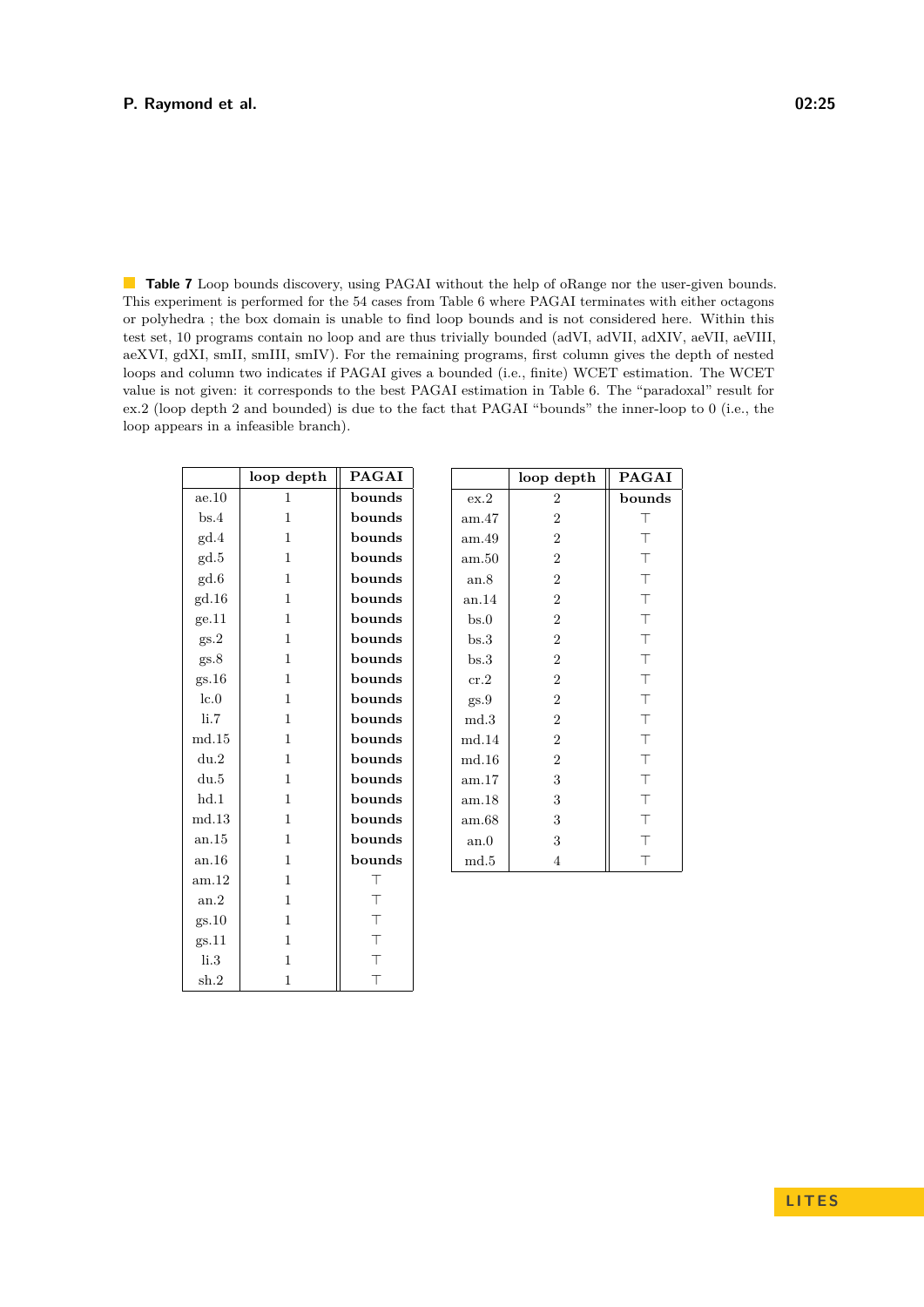**Table 7** Loop bounds discovery, using PAGAI without the help of oRange nor the user-given bounds. This experiment is performed for the 54 cases from Table 6 where PAGAI terminates with either octagons or polyhedra ; the box domain is unable to find loop bounds and is not considered here. Within this test set, 10 programs contain no loop and are thus trivially bounded (adVI, adVII, adXIV, aeVII, aeVIII, aeXVI, gdXI, smII, smIII, smIV). For the remaining programs, first column gives the depth of nested loops and column two indicates if PAGAI gives a bounded (i.e., finite) WCET estimation. The WCET value is not given: it corresponds to the best PAGAI estimation in Table 6. The "paradoxal" result for ex.2 (loop depth 2 and bounded) is due to the fact that PAGAI "bounds" the inner-loop to 0 (i.e., the loop appears in a infeasible branch).

| | loop depth | PAGAI |
|---|---|---|
| ae.10 | 1 | **bounds** |
| bs.4 | 1 | **bounds** |
| gd.4 | 1 | **bounds** |
| gd.5 | 1 | **bounds** |
| gd.6 | 1 | **bounds** |
| gd.16 | 1 | **bounds** |
| ge.11 | 1 | **bounds** |
| gs.2 | 1 | **bounds** |
| gs.8 | 1 | **bounds** |
| gs.16 | 1 | **bounds** |
| lc.0 | 1 | **bounds** |
| li.7 | 1 | **bounds** |
| md.15 | 1 | **bounds** |
| du.2 | 1 | **bounds** |
| du.5 | 1 | **bounds** |
| hd.1 | 1 | **bounds** |
| md.13 | 1 | **bounds** |
| an.15 | 1 | **bounds** |
| an.16 | 1 | **bounds** |
| am.12 | 1 | $\top$ |
| an.2 | 1 | $\top$ |
| gs.10 | 1 | $\top$ |
| gs.11 | 1 | $\top$ |
| li.3 | 1 | $\top$ |
| sh.2 | 1 | $\top$ |

| | loop depth | PAGAI |
|---|---|---|
| ex.2 | 2 | **bounds** |
| am.47 | 2 | $\top$ |
| am.49 | 2 | $\top$ |
| am.50 | 2 | $\top$ |
| an.8 | 2 | $\top$ |
| an.14 | 2 | $\top$ |
| bs.0 | 2 | $\top$ |
| bs.3 | 2 | $\top$ |
| bs.3 | 2 | $\top$ |
| cr.2 | 2 | $\top$ |
| gs.9 | 2 | $\top$ |
| md.3 | 2 | $\top$ |
| md.14 | 2 | $\top$ |
| md.16 | 2 | $\top$ |
| am.17 | 3 | $\top$ |
| am.18 | 3 | $\top$ |
| am.68 | 3 | $\top$ |
| an.0 | 3 | $\top$ |
| md.5 | 4 | $\top$ |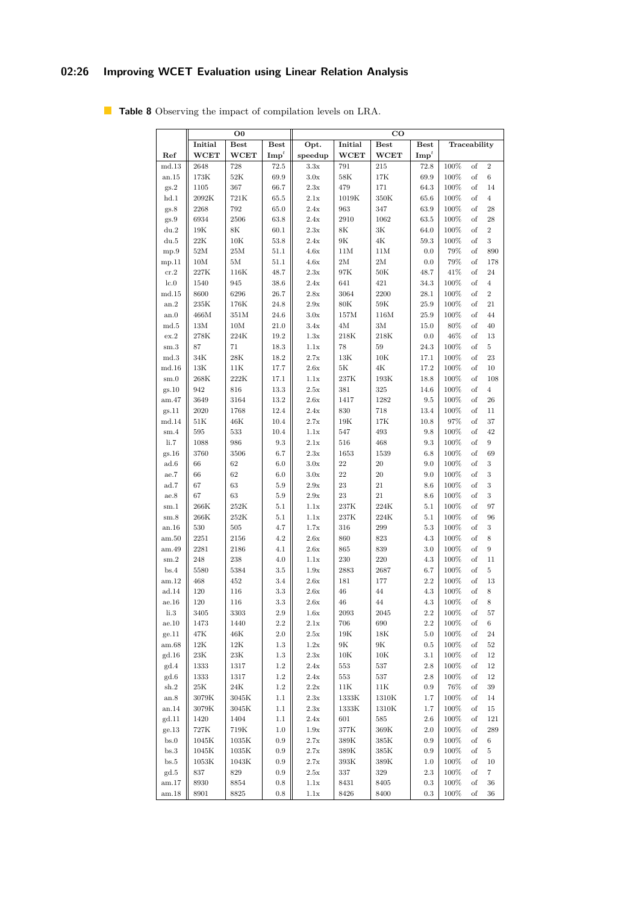**Table 8** Observing the impact of compilation levels on LRA.

| | O0 | | | CO | | | | | | |
|---|---|---|---|---|---|---|---|---|---|---|
| Ref | Initial WCET | Best WCET | Best $Imp^t$ | Opt. speedup | Initial WCET | Best WCET | Best $Imp^t$ | Traceability | | |
| md.13 | 2648 | 728 | 72.5 | 3.3x | 791 | 215 | 72.8 | 100% | of | 2 |
| an.15 | 173K | 52K | 69.9 | 3.0x | 58K | 17K | 69.9 | 100% | of | 6 |
| gs.2 | 1105 | 367 | 66.7 | 2.3x | 479 | 171 | 64.3 | 100% | of | 14 |
| hd.1 | 2092K | 721K | 65.5 | 2.1x | 1019K | 350K | 65.6 | 100% | of | 4 |
| gs.8 | 2268 | 792 | 65.0 | 2.4x | 963 | 347 | 63.9 | 100% | of | 28 |
| gs.9 | 6934 | 2506 | 63.8 | 2.4x | 2910 | 1062 | 63.5 | 100% | of | 28 |
| du.2 | 19K | 8K | 60.1 | 2.3x | 8K | 3K | 64.0 | 100% | of | 2 |
| du.5 | 22K | 10K | 53.8 | 2.4x | 9K | 4K | 59.3 | 100% | of | 3 |
| mp.9 | 52M | 25M | 51.1 | 4.6x | 11M | 11M | 0.0 | 79% | of | 890 |
| mp.11 | 10M | 5M | 51.1 | 4.6x | 2M | 2M | 0.0 | 79% | of | 178 |
| cr.2 | 227K | 116K | 48.7 | 2.3x | 97K | 50K | 48.7 | 41% | of | 24 |
| lc.0 | 1540 | 945 | 38.6 | 2.4x | 641 | 421 | 34.3 | 100% | of | 4 |
| md.15 | 8600 | 6296 | 26.7 | 2.8x | 3064 | 2200 | 28.1 | 100% | of | 2 |
| an.2 | 235K | 176K | 24.8 | 2.9x | 80K | 59K | 25.9 | 100% | of | 21 |
| an.0 | 466M | 351M | 24.6 | 3.0x | 157M | 116M | 25.9 | 100% | of | 44 |
| md.5 | 13M | 10M | 21.0 | 3.4x | 4M | 3M | 15.0 | 80% | of | 40 |
| ex.2 | 278K | 224K | 19.2 | 1.3x | 218K | 218K | 0.0 | 46% | of | 13 |
| sm.3 | 87 | 71 | 18.3 | 1.1x | 78 | 59 | 24.3 | 100% | of | 5 |
| md.3 | 34K | 28K | 18.2 | 2.7x | 13K | 10K | 17.1 | 100% | of | 23 |
| md.16 | 13K | 11K | 17.7 | 2.6x | 5K | 4K | 17.2 | 100% | of | 10 |
| sm.0 | 268K | 222K | 17.1 | 1.1x | 237K | 193K | 18.8 | 100% | of | 108 |
| gs.10 | 942 | 816 | 13.3 | 2.5x | 381 | 325 | 14.6 | 100% | of | 4 |
| am.47 | 3649 | 3164 | 13.2 | 2.6x | 1417 | 1282 | 9.5 | 100% | of | 26 |
| gs.11 | 2020 | 1768 | 12.4 | 2.4x | 830 | 718 | 13.4 | 100% | of | 11 |
| md.14 | 51K | 46K | 10.4 | 2.7x | 19K | 17K | 10.8 | 97% | of | 37 |
| sm.4 | 595 | 533 | 10.4 | 1.1x | 547 | 493 | 9.8 | 100% | of | 42 |
| li.7 | 1088 | 986 | 9.3 | 2.1x | 516 | 468 | 9.3 | 100% | of | 9 |
| gs.16 | 3760 | 3506 | 6.7 | 2.3x | 1653 | 1539 | 6.8 | 100% | of | 69 |
| ad.6 | 66 | 62 | 6.0 | 3.0x | 22 | 20 | 9.0 | 100% | of | 3 |
| ae.7 | 66 | 62 | 6.0 | 3.0x | 22 | 20 | 9.0 | 100% | of | 3 |
| ad.7 | 67 | 63 | 5.9 | 2.9x | 23 | 21 | 8.6 | 100% | of | 3 |
| ae.8 | 67 | 63 | 5.9 | 2.9x | 23 | 21 | 8.6 | 100% | of | 3 |
| sm.1 | 266K | 252K | 5.1 | 1.1x | 237K | 224K | 5.1 | 100% | of | 97 |
| sm.8 | 266K | 252K | 5.1 | 1.1x | 237K | 224K | 5.1 | 100% | of | 96 |
| an.16 | 530 | 505 | 4.7 | 1.7x | 316 | 299 | 5.3 | 100% | of | 3 |
| am.50 | 2251 | 2156 | 4.2 | 2.6x | 860 | 823 | 4.3 | 100% | of | 8 |
| am.49 | 2281 | 2186 | 4.1 | 2.6x | 865 | 839 | 3.0 | 100% | of | 9 |
| sm.2 | 248 | 238 | 4.0 | 1.1x | 230 | 220 | 4.3 | 100% | of | 11 |
| bs.4 | 5580 | 5384 | 3.5 | 1.9x | 2883 | 2687 | 6.7 | 100% | of | 5 |
| am.12 | 468 | 452 | 3.4 | 2.6x | 181 | 177 | 2.2 | 100% | of | 13 |
| ad.14 | 120 | 116 | 3.3 | 2.6x | 46 | 44 | 4.3 | 100% | of | 8 |
| ae.16 | 120 | 116 | 3.3 | 2.6x | 46 | 44 | 4.3 | 100% | of | 8 |
| li.3 | 3405 | 3303 | 2.9 | 1.6x | 2093 | 2045 | 2.2 | 100% | of | 57 |
| ae.10 | 1473 | 1440 | 2.2 | 2.1x | 706 | 690 | 2.2 | 100% | of | 6 |
| ge.11 | 47K | 46K | 2.0 | 2.5x | 19K | 18K | 5.0 | 100% | of | 24 |
| am.68 | 12K | 12K | 1.3 | 1.2x | 9K | 9K | 0.5 | 100% | of | 52 |
| gd.16 | 23K | 23K | 1.3 | 2.3x | 10K | 10K | 3.1 | 100% | of | 12 |
| gd.4 | 1333 | 1317 | 1.2 | 2.4x | 553 | 537 | 2.8 | 100% | of | 12 |
| gd.6 | 1333 | 1317 | 1.2 | 2.4x | 553 | 537 | 2.8 | 100% | of | 12 |
| sh.2 | 25K | 24K | 1.2 | 2.2x | 11K | 11K | 0.9 | 76% | of | 39 |
| an.8 | 3079K | 3045K | 1.1 | 2.3x | 1333K | 1310K | 1.7 | 100% | of | 14 |
| an.14 | 3079K | 3045K | 1.1 | 2.3x | 1333K | 1310K | 1.7 | 100% | of | 15 |
| gd.11 | 1420 | 1404 | 1.1 | 2.4x | 601 | 585 | 2.6 | 100% | of | 121 |
| ge.13 | 727K | 719K | 1.0 | 1.9x | 377K | 369K | 2.0 | 100% | of | 289 |
| bs.0 | 1045K | 1035K | 0.9 | 2.7x | 389K | 385K | 0.9 | 100% | of | 6 |
| bs.3 | 1045K | 1035K | 0.9 | 2.7x | 389K | 385K | 0.9 | 100% | of | 5 |
| bs.5 | 1053K | 1043K | 0.9 | 2.7x | 393K | 389K | 1.0 | 100% | of | 10 |
| gd.5 | 837 | 829 | 0.9 | 2.5x | 337 | 329 | 2.3 | 100% | of | 7 |
| am.17 | 8930 | 8854 | 0.8 | 1.1x | 8431 | 8405 | 0.3 | 100% | of | 36 |
| am.18 | 8901 | 8825 | 0.8 | 1.1x | 8426 | 8400 | 0.3 | 100% | of | 36 |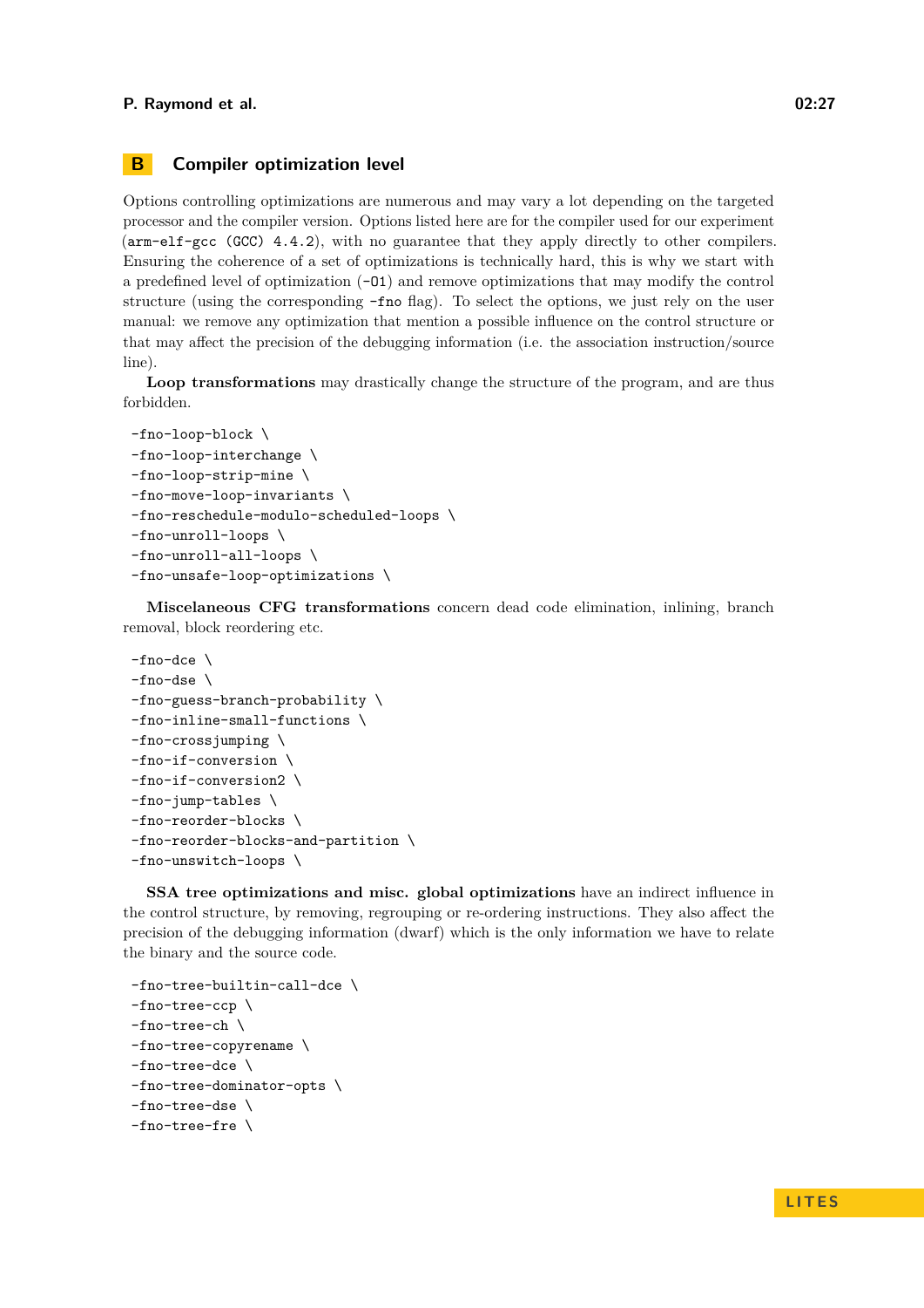## B Compiler optimization level

Options controlling optimizations are numerous and may vary a lot depending on the targeted processor and the compiler version. Options listed here are for the compiler used for our experiment (`arm-elf-gcc (GCC) 4.4.2`), with no guarantee that they apply directly to other compilers. Ensuring the coherence of a set of optimizations is technically hard, this is why we start with a predefined level of optimization (`-O1`) and remove optimizations that may modify the control structure (using the corresponding `-fno` flag). To select the options, we just rely on the user manual: we remove any optimization that mention a possible influence on the control structure or that may affect the precision of the debugging information (i.e. the association instruction/source line).

**Loop transformations** may drastically change the structure of the program, and are thus forbidden.

```
-fno-loop-block \
-fno-loop-interchange \
-fno-loop-strip-mine \
-fno-move-loop-invariants \
-fno-reschedule-modulo-scheduled-loops \
-fno-unroll-loops \
-fno-unroll-all-loops \
-fno-unsafe-loop-optimizations \
```

**Miscellaneous CFG transformations** concern dead code elimination, inlining, branch removal, block reordering etc.

```
-fno-dce \
-fno-dse \
-fno-guess-branch-probability \
-fno-inline-small-functions \
-fno-crossjumping \
-fno-if-conversion \
-fno-if-conversion2 \
-fno-jump-tables \
-fno-reorder-blocks \
-fno-reorder-blocks-and-partition \
-fno-unswitch-loops \
```

**SSA tree optimizations and misc. global optimizations** have an indirect influence in the control structure, by removing, regrouping or re-ordering instructions. They also affect the precision of the debugging information (dwarf) which is the only information we have to relate the binary and the source code.

```
-fno-tree-builtin-call-dce \
-fno-tree-ccp \
-fno-tree-ch \
-fno-tree-copyrename \
-fno-tree-dce \
-fno-tree-dominator-opts \
-fno-tree-dse \
-fno-tree-fre \
```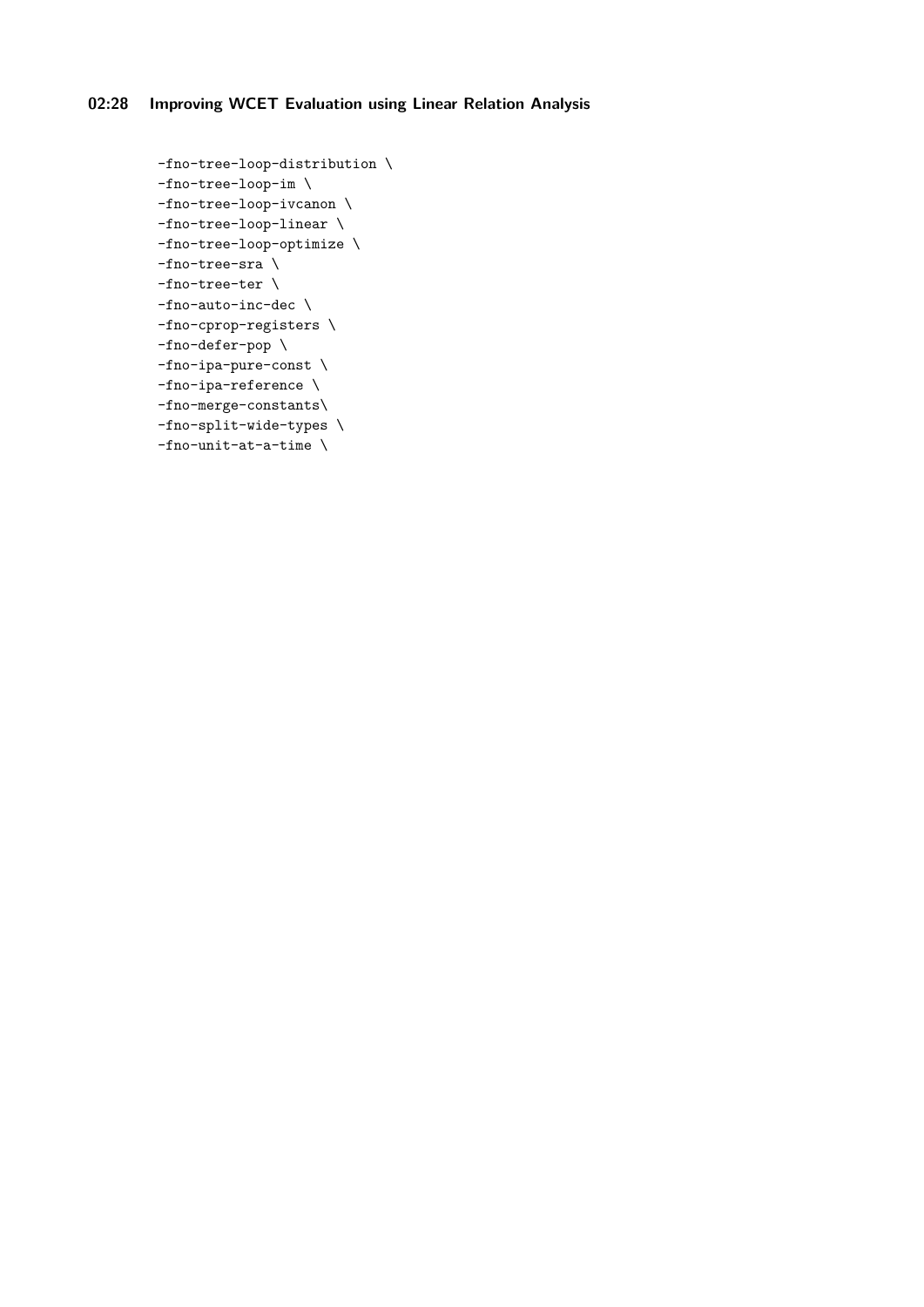```
-fno-tree-loop-distribution \
-fno-tree-loop-im \
-fno-tree-loop-ivcanon \
-fno-tree-loop-linear \
-fno-tree-loop-optimize \
-fno-tree-sra \
-fno-tree-ter \
-fno-auto-inc-dec \
-fno-cprop-registers \
-fno-defer-pop \
-fno-ipa-pure-const \
-fno-ipa-reference \
-fno-merge-constants\
-fno-split-wide-types \
-fno-unit-at-a-time \
```